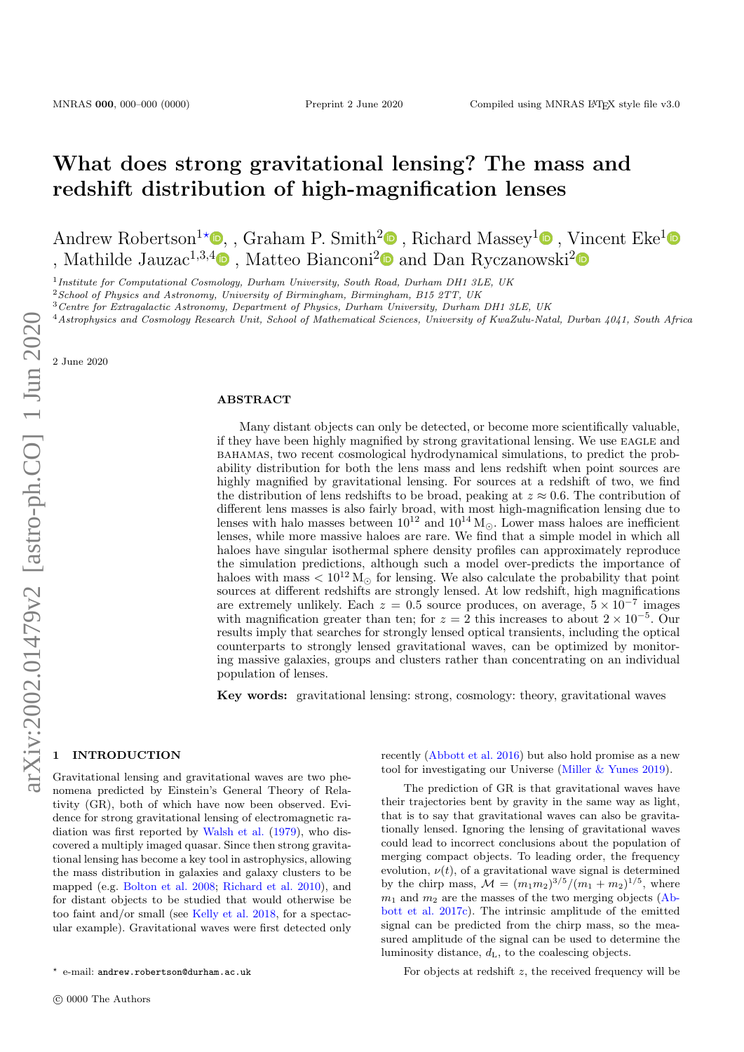# What does strong gravitational lensing? The mass and redshift distribution of high-magnification lenses

Andrew Robertson[1⋆], , Graham P. Smith[2], Richard Massey[1], Vincent Eke[1], Mathilde Jauzac[1,3,4], Matteo Bianconi[2] and Dan Ryczanowski[2]

[1] *Institute for Computational Cosmology, Durham University, South Road, Durham DH1 3LE, UK*
[2] *School of Physics and Astronomy, University of Birmingham, Birmingham, B15 2TT, UK*
[3] *Centre for Extragalactic Astronomy, Department of Physics, Durham University, Durham DH1 3LE, UK*
[4] *Astrophysics and Cosmology Research Unit, School of Mathematical Sciences, University of KwaZulu-Natal, Durban 4041, South Africa*

2 June 2020

## ABSTRACT

Many distant objects can only be detected, or become more scientifically valuable, if they have been highly magnified by strong gravitational lensing. We use EAGLE and BAHAMAS, two recent cosmological hydrodynamical simulations, to predict the probability distribution for both the lens mass and lens redshift when point sources are highly magnified by gravitational lensing. For sources at a redshift of two, we find the distribution of lens redshifts to be broad, peaking at $z \approx 0.6$. The contribution of different lens masses is also fairly broad, with most high-magnification lensing due to lenses with halo masses between $10^{12}$ and $10^{14}\,\mathrm{M}_{\odot}$. Lower mass haloes are inefficient lenses, while more massive haloes are rare. We find that a simple model in which all haloes have singular isothermal sphere density profiles can approximately reproduce the simulation predictions, although such a model over-predicts the importance of haloes with mass $< 10^{12}\,\mathrm{M}_{\odot}$ for lensing. We also calculate the probability that point sources at different redshifts are strongly lensed. At low redshift, high magnifications are extremely unlikely. Each $z = 0.5$ source produces, on average, $5 \times 10^{-7}$ images with magnification greater than ten; for $z = 2$ this increases to about $2 \times 10^{-5}$. Our results imply that searches for strongly lensed optical transients, including the optical counterparts to strongly lensed gravitational waves, can be optimized by monitoring massive galaxies, groups and clusters rather than concentrating on an individual population of lenses.

**Key words:** gravitational lensing: strong, cosmology: theory, gravitational waves

## 1 INTRODUCTION

Gravitational lensing and gravitational waves are two phenomena predicted by Einstein's General Theory of Relativity (GR), both of which have now been observed. Evidence for strong gravitational lensing of electromagnetic radiation was first reported by Walsh et al. (1979), who discovered a multiply imaged quasar. Since then strong gravitational lensing has become a key tool in astrophysics, allowing the mass distribution in galaxies and galaxy clusters to be mapped (e.g. Bolton et al. 2008; Richard et al. 2010), and for distant objects to be studied that would otherwise be too faint and/or small (see Kelly et al. 2018, for a spectacular example). Gravitational waves were first detected only recently (Abbott et al. 2016) but also hold promise as a new tool for investigating our Universe (Miller & Yunes 2019).

The prediction of GR is that gravitational waves have their trajectories bent by gravity in the same way as light, that is to say that gravitational waves can also be gravitationally lensed. Ignoring the lensing of gravitational waves could lead to incorrect conclusions about the population of merging compact objects. To leading order, the frequency evolution, $\nu(t)$, of a gravitational wave signal is determined by the chirp mass, $\mathcal{M} = (m_1 m_2)^{3/5}/(m_1 + m_2)^{1/5}$, where $m_1$ and $m_2$ are the masses of the two merging objects (Abbott et al. 2017c). The intrinsic amplitude of the emitted signal can be predicted from the chirp mass, so the measured amplitude of the signal can be used to determine the luminosity distance, $d_\mathrm{L}$, to the coalescing objects.

For objects at redshift $z$, the received frequency will be

⋆ e-mail: andrew.robertson@durham.ac.uk

© 0000 The Authors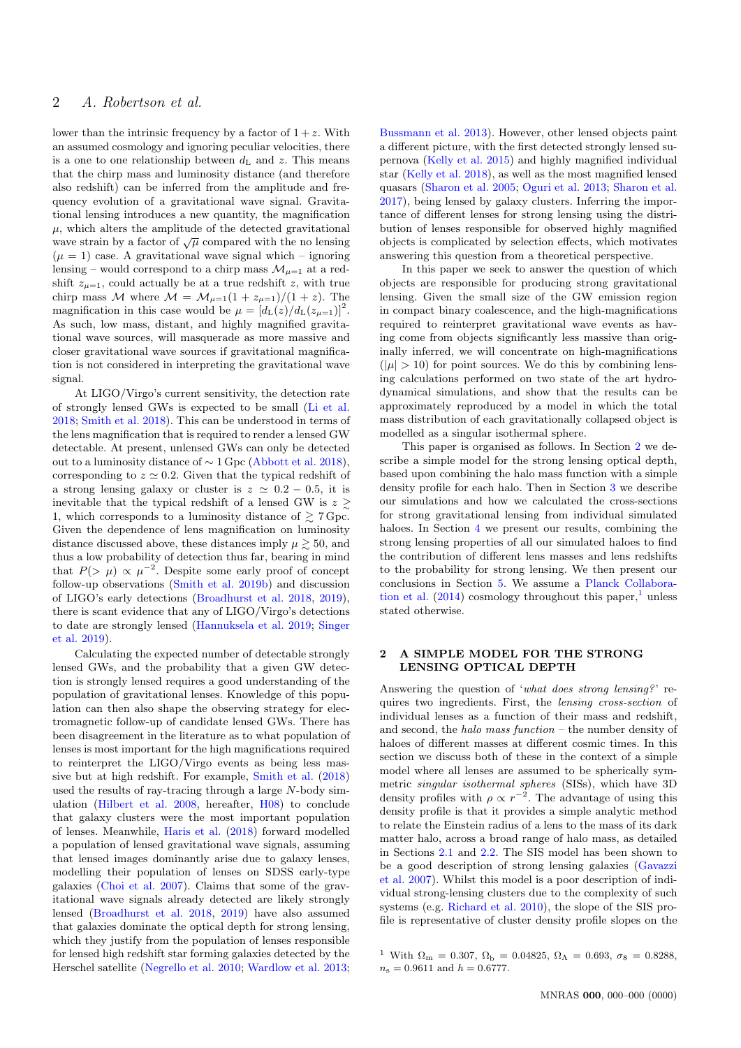lower than the intrinsic frequency by a factor of $1+z$. With an assumed cosmology and ignoring peculiar velocities, there is a one to one relationship between $d_{\rm L}$ and $z$. This means that the chirp mass and luminosity distance (and therefore also redshift) can be inferred from the amplitude and frequency evolution of a gravitational wave signal. Gravitational lensing introduces a new quantity, the magnification $\mu$, which alters the amplitude of the detected gravitational wave strain by a factor of $\sqrt{\mu}$ compared with the no lensing ($\mu = 1$) case. A gravitational wave signal which – ignoring lensing – would correspond to a chirp mass $\mathcal{M}_{\mu=1}$ at a redshift $z_{\mu=1}$, could actually be at a true redshift $z$, with true chirp mass $\mathcal{M}$ where $\mathcal{M} = \mathcal{M}_{\mu=1}(1+z_{\mu=1})/(1+z)$. The magnification in this case would be $\mu = [d_{\rm L}(z)/d_{\rm L}(z_{\mu=1})]^2$. As such, low mass, distant, and highly magnified gravitational wave sources, will masquerade as more massive and closer gravitational wave sources if gravitational magnification is not considered in interpreting the gravitational wave signal.

At LIGO/Virgo's current sensitivity, the detection rate of strongly lensed GWs is expected to be small (Li et al. 2018; Smith et al. 2018). This can be understood in terms of the lens magnification that is required to render a lensed GW detectable. At present, unlensed GWs can only be detected out to a luminosity distance of $\sim 1\,$Gpc (Abbott et al. 2018), corresponding to $z \simeq 0.2$. Given that the typical redshift of a strong lensing galaxy or cluster is $z \simeq 0.2 - 0.5$, it is inevitable that the typical redshift of a lensed GW is $z \gtrsim 1$, which corresponds to a luminosity distance of $\gtrsim 7\,$Gpc. Given the dependence of lens magnification on luminosity distance discussed above, these distances imply $\mu \gtrsim 50$, and thus a low probability of detection thus far, bearing in mind that $P(>\mu) \propto \mu^{-2}$. Despite some early proof of concept follow-up observations (Smith et al. 2019b) and discussion of LIGO's early detections (Broadhurst et al. 2018, 2019), there is scant evidence that any of LIGO/Virgo's detections to date are strongly lensed (Hannuksela et al. 2019; Singer et al. 2019).

Calculating the expected number of detectable strongly lensed GWs, and the probability that a given GW detection is strongly lensed requires a good understanding of the population of gravitational lenses. Knowledge of this population can then also shape the observing strategy for electromagnetic follow-up of candidate lensed GWs. There has been disagreement in the literature as to what population of lenses is most important for the high magnifications required to reinterpret the LIGO/Virgo events as being less massive but at high redshift. For example, Smith et al. (2018) used the results of ray-tracing through a large $N$-body simulation (Hilbert et al. 2008, hereafter, H08) to conclude that galaxy clusters were the most important population of lenses. Meanwhile, Haris et al. (2018) forward modelled a population of lensed gravitational wave signals, assuming that lensed images dominantly arise due to galaxy lenses, modelling their population of lenses on SDSS early-type galaxies (Choi et al. 2007). Claims that some of the gravitational wave signals already detected are likely strongly lensed (Broadhurst et al. 2018, 2019) have also assumed that galaxies dominate the optical depth for strong lensing, which they justify from the population of lenses responsible for lensed high redshift star forming galaxies detected by the Herschel satellite (Negrello et al. 2010; Wardlow et al. 2013; Bussmann et al. 2013). However, other lensed objects paint a different picture, with the first detected strongly lensed supernova (Kelly et al. 2015) and highly magnified individual star (Kelly et al. 2018), as well as the most magnified lensed quasars (Sharon et al. 2005; Oguri et al. 2013; Sharon et al. 2017), being lensed by galaxy clusters. Inferring the importance of different lenses for strong lensing using the distribution of lenses responsible for observed highly magnified objects is complicated by selection effects, which motivates answering this question from a theoretical perspective.

In this paper we seek to answer the question of which objects are responsible for producing strong gravitational lensing. Given the small size of the GW emission region in compact binary coalescence, and the high-magnifications required to reinterpret gravitational wave events as having come from objects significantly less massive than originally inferred, we will concentrate on high-magnifications ($|\mu| > 10$) for point sources. We do this by combining lensing calculations performed on two state of the art hydrodynamical simulations, and show that the results can be approximately reproduced by a model in which the total mass distribution of each gravitationally collapsed object is modelled as a singular isothermal sphere.

This paper is organised as follows. In Section 2 we describe a simple model for the strong lensing optical depth, based upon combining the halo mass function with a simple density profile for each halo. Then in Section 3 we describe our simulations and how we calculated the cross-sections for strong gravitational lensing from individual simulated haloes. In Section 4 we present our results, combining the strong lensing properties of all our simulated haloes to find the contribution of different lens masses and lens redshifts to the probability for strong lensing. We then present our conclusions in Section 5. We assume a Planck Collaboration et al. (2014) cosmology throughout this paper,[1] unless stated otherwise.

## 2 A SIMPLE MODEL FOR THE STRONG LENSING OPTICAL DEPTH

Answering the question of '*what does strong lensing?*' requires two ingredients. First, the *lensing cross-section* of individual lenses as a function of their mass and redshift, and second, the *halo mass function* – the number density of haloes of different masses at different cosmic times. In this section we discuss both of these in the context of a simple model where all lenses are assumed to be spherically symmetric *singular isothermal spheres* (SISs), which have 3D density profiles with $\rho \propto r^{-2}$. The advantage of using this density profile is that it provides a simple analytic method to relate the Einstein radius of a lens to the mass of its dark matter halo, across a broad range of halo mass, as detailed in Sections 2.1 and 2.2. The SIS model has been shown to be a good description of strong lensing galaxies (Gavazzi et al. 2007). Whilst this model is a poor description of individual strong-lensing clusters due to the complexity of such systems (e.g. Richard et al. 2010), the slope of the SIS profile is representative of cluster density profile slopes on the

[1] With $\Omega_{\rm m} = 0.307$, $\Omega_{\rm b} = 0.04825$, $\Omega_\Lambda = 0.693$, $\sigma_8 = 0.8288$, $n_{\rm s} = 0.9611$ and $h = 0.6777$.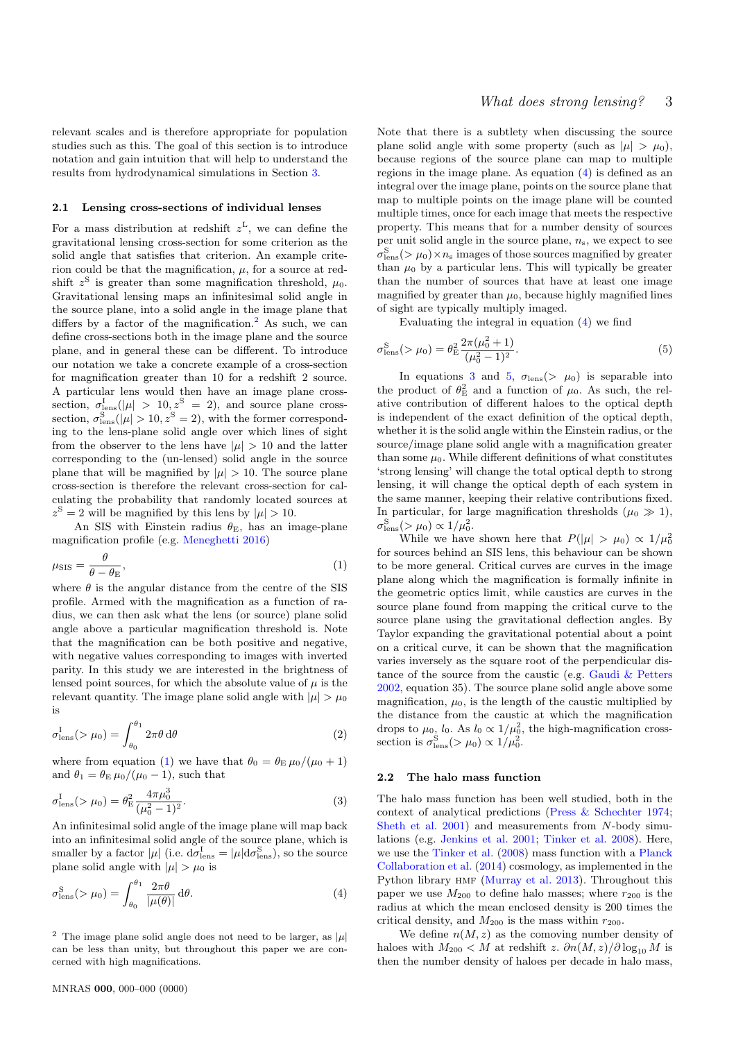relevant scales and is therefore appropriate for population studies such as this. The goal of this section is to introduce notation and gain intuition that will help to understand the results from hydrodynamical simulations in Section 3.

### 2.1 Lensing cross-sections of individual lenses

For a mass distribution at redshift $z^{\rm L}$, we can define the gravitational lensing cross-section for some criterion as the solid angle that satisfies that criterion. An example criterion could be that the magnification, $\mu$, for a source at redshift $z^{\rm S}$ is greater than some magnification threshold, $\mu_0$. Gravitational lensing maps an infinitesimal solid angle in the source plane, into a solid angle in the image plane that differs by a factor of the magnification.[2] As such, we can define cross-sections both in the image plane and the source plane, and in general these can be different. To introduce our notation we take a concrete example of a cross-section for magnification greater than 10 for a redshift 2 source. A particular lens would then have an image plane cross-section, $\sigma^{\rm I}_{\rm lens}(|\mu| > 10, z^{\rm S} = 2)$, and source plane cross-section, $\sigma^{\rm S}_{\rm lens}(|\mu| > 10, z^{\rm S} = 2)$, with the former corresponding to the lens-plane solid angle over which lines of sight from the observer to the lens have $|\mu| > 10$ and the latter corresponding to the (un-lensed) solid angle in the source plane that will be magnified by $|\mu| > 10$. The source plane cross-section is therefore the relevant cross-section for calculating the probability that randomly located sources at $z^{\rm S} = 2$ will be magnified by this lens by $|\mu| > 10$.

An SIS with Einstein radius $\theta_{\rm E}$, has an image-plane magnification profile (e.g. Meneghetti 2016)

$$\mu_{\rm SIS} = \frac{\theta}{\theta - \theta_{\rm E}}, \tag{1}$$

where $\theta$ is the angular distance from the centre of the SIS profile. Armed with the magnification as a function of radius, we can then ask what the lens (or source) plane solid angle above a particular magnification threshold is. Note that the magnification can be both positive and negative, with negative values corresponding to images with inverted parity. In this study we are interested in the brightness of lensed point sources, for which the absolute value of $\mu$ is the relevant quantity. The image plane solid angle with $|\mu| > \mu_0$ is

$$\sigma^{\rm I}_{\rm lens}(>\mu_0) = \int_{\theta_0}^{\theta_1} 2\pi\theta \, {\rm d}\theta \tag{2}$$

where from equation (1) we have that $\theta_0 = \theta_{\rm E}\,\mu_0/(\mu_0+1)$ and $\theta_1 = \theta_{\rm E}\,\mu_0/(\mu_0-1)$, such that

$$\sigma^{\rm I}_{\rm lens}(>\mu_0) = \theta_{\rm E}^2 \frac{4\pi\mu_0^3}{(\mu_0^2-1)^2}. \tag{3}$$

An infinitesimal solid angle of the image plane will map back into an infinitesimal solid angle of the source plane, which is smaller by a factor $|\mu|$ (i.e. ${\rm d}\sigma^{\rm I}_{\rm lens} = |\mu| {\rm d}\sigma^{\rm S}_{\rm lens}$), so the source plane solid angle with $|\mu| > \mu_0$ is

$$\sigma^{\rm S}_{\rm lens}(>\mu_0) = \int_{\theta_0}^{\theta_1} \frac{2\pi\theta}{|\mu(\theta)|} \, {\rm d}\theta. \tag{4}$$

[2] The image plane solid angle does not need to be larger, as $|\mu|$ can be less than unity, but throughout this paper we are concerned with high magnifications.

Note that there is a subtlety when discussing the source plane solid angle with some property (such as $|\mu| > \mu_0$), because regions of the source plane can map to multiple regions in the image plane. As equation (4) is defined as an integral over the image plane, points on the source plane that map to multiple points on the image plane will be counted multiple times, once for each image that meets the respective property. This means that for a number density of sources per unit solid angle in the source plane, $n_{\rm s}$, we expect to see $\sigma^{\rm S}_{\rm lens}(>\mu_0) \times n_{\rm s}$ images of those sources magnified by greater than $\mu_0$ by a particular lens. This will typically be greater than the number of sources that have at least one image magnified by greater than $\mu_0$, because highly magnified lines of sight are typically multiply imaged.

Evaluating the integral in equation (4) we find

$$\sigma^{\rm S}_{\rm lens}(>\mu_0) = \theta_{\rm E}^2 \frac{2\pi(\mu_0^2+1)}{(\mu_0^2-1)^2}. \tag{5}$$

In equations 3 and 5, $\sigma_{\rm lens}(>\mu_0)$ is separable into the product of $\theta_{\rm E}^2$ and a function of $\mu_0$. As such, the relative contribution of different haloes to the optical depth is independent of the exact definition of the optical depth, whether it is the solid angle within the Einstein radius, or the source/image plane solid angle with a magnification greater than some $\mu_0$. While different definitions of what constitutes 'strong lensing' will change the total optical depth to strong lensing, it will change the optical depth of each system in the same manner, keeping their relative contributions fixed. In particular, for large magnification thresholds ($\mu_0 \gg 1$), $\sigma^{\rm S}_{\rm lens}(>\mu_0) \propto 1/\mu_0^2$.

While we have shown here that $P(|\mu| > \mu_0) \propto 1/\mu_0^2$ for sources behind an SIS lens, this behaviour can be shown to be more general. Critical curves are curves in the image plane along which the magnification is formally infinite in the geometric optics limit, while caustics are curves in the source plane found from mapping the critical curve to the source plane using the gravitational deflection angles. By Taylor expanding the gravitational potential about a point on a critical curve, it can be shown that the magnification varies inversely as the square root of the perpendicular distance of the source from the caustic (e.g. Gaudi & Petters 2002, equation 35). The source plane solid angle above some magnification, $\mu_0$, is the length of the caustic multiplied by the distance from the caustic at which the magnification drops to $\mu_0$, $l_0$. As $l_0 \propto 1/\mu_0^2$, the high-magnification cross-section is $\sigma^{\rm S}_{\rm lens}(>\mu_0) \propto 1/\mu_0^2$.

### 2.2 The halo mass function

The halo mass function has been well studied, both in the context of analytical predictions (Press & Schechter 1974; Sheth et al. 2001) and measurements from $N$-body simulations (e.g. Jenkins et al. 2001; Tinker et al. 2008). Here, we use the Tinker et al. (2008) mass function with a Planck Collaboration et al. (2014) cosmology, as implemented in the Python library HMF (Murray et al. 2013). Throughout this paper we use $M_{200}$ to define halo masses; where $r_{200}$ is the radius at which the mean enclosed density is 200 times the critical density, and $M_{200}$ is the mass within $r_{200}$.

We define $n(M, z)$ as the comoving number density of haloes with $M_{200} < M$ at redshift $z$. $\partial n(M, z)/\partial \log_{10} M$ is then the number density of haloes per decade in halo mass,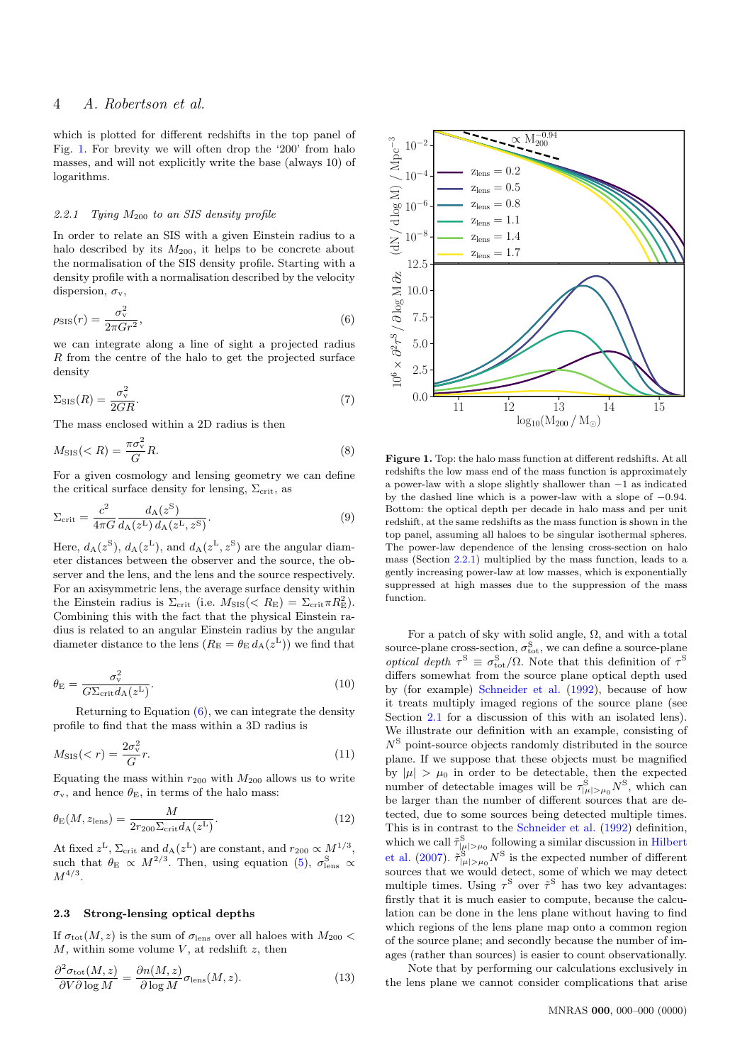which is plotted for different redshifts in the top panel of Fig. 1. For brevity we will often drop the '200' from halo masses, and will not explicitly write the base (always 10) of logarithms.

#### 2.2.1 Tying $M_{200}$ to an SIS density profile

In order to relate an SIS with a given Einstein radius to a halo described by its $M_{200}$, it helps to be concrete about the normalisation of the SIS density profile. Starting with a density profile with a normalisation described by the velocity dispersion, $\sigma_v$,

$$\rho_{\rm SIS}(r) = \frac{\sigma_v^2}{2\pi G r^2}, \tag{6}$$

we can integrate along a line of sight a projected radius $R$ from the centre of the halo to get the projected surface density

$$\Sigma_{\rm SIS}(R) = \frac{\sigma_v^2}{2 G R}. \tag{7}$$

The mass enclosed within a 2D radius is then

$$M_{\rm SIS}(< R) = \frac{\pi \sigma_v^2}{G} R. \tag{8}$$

For a given cosmology and lensing geometry we can define the critical surface density for lensing, $\Sigma_{\rm crit}$, as

$$\Sigma_{\rm crit} = \frac{c^2}{4\pi G} \frac{d_{\rm A}(z^{\rm S})}{d_{\rm A}(z^{\rm L})\, d_{\rm A}(z^{\rm L}, z^{\rm S})}. \tag{9}$$

Here, $d_{\rm A}(z^{\rm S})$, $d_{\rm A}(z^{\rm L})$, and $d_{\rm A}(z^{\rm L}, z^{\rm S})$ are the angular diameter distances between the observer and the source, the observer and the lens, and the lens and the source respectively. For an axisymmetric lens, the average surface density within the Einstein radius is $\Sigma_{\rm crit}$ (i.e. $M_{\rm SIS}(< R_{\rm E}) = \Sigma_{\rm crit} \pi R_{\rm E}^2$). Combining this with the fact that the physical Einstein radius is related to an angular Einstein radius by the angular diameter distance to the lens ($R_{\rm E} = \theta_{\rm E}\, d_{\rm A}(z^{\rm L})$) we find that

$$\theta_{\rm E} = \frac{\sigma_v^2}{G \Sigma_{\rm crit} d_{\rm A}(z^{\rm L})}. \tag{10}$$

Returning to Equation (6), we can integrate the density profile to find that the mass within a 3D radius is

$$M_{\rm SIS}(< r) = \frac{2\sigma_v^2}{G} r. \tag{11}$$

Equating the mass within $r_{200}$ with $M_{200}$ allows us to write $\sigma_v$, and hence $\theta_{\rm E}$, in terms of the halo mass:

$$\theta_{\rm E}(M, z_{\rm lens}) = \frac{M}{2 r_{200} \Sigma_{\rm crit} d_{\rm A}(z^{\rm L})}. \tag{12}$$

At fixed $z^{\rm L}$, $\Sigma_{\rm crit}$ and $d_{\rm A}(z^{\rm L})$ are constant, and $r_{200} \propto M^{1/3}$, such that $\theta_{\rm E} \propto M^{2/3}$. Then, using equation (5), $\sigma_{\rm lens}^{\rm S} \propto M^{4/3}$.

### 2.3 Strong-lensing optical depths

If $\sigma_{\rm tot}(M, z)$ is the sum of $\sigma_{\rm lens}$ over all haloes with $M_{200} < M$, within some volume $V$, at redshift $z$, then

$$\frac{\partial^2 \sigma_{\rm tot}(M, z)}{\partial V \partial \log M} = \frac{\partial n(M, z)}{\partial \log M} \sigma_{\rm lens}(M, z). \tag{13}$$

**Figure 1.** Top: the halo mass function at different redshifts. At all redshifts the low mass end of the mass function is approximately a power-law with a slope slightly shallower than $-1$ as indicated by the dashed line which is a power-law with a slope of $-0.94$. Bottom: the optical depth per decade in halo mass and per unit redshift, at the same redshifts as the mass function is shown in the top panel, assuming all haloes to be singular isothermal spheres. The power-law dependence of the lensing cross-section on halo mass (Section 2.2.1) multiplied by the mass function, leads to a gently increasing power-law at low masses, which is exponentially suppressed at high masses due to the suppression of the mass function.

For a patch of sky with solid angle, $\Omega$, and with a total source-plane cross-section, $\sigma_{\rm tot}^{\rm S}$, we can define a source-plane *optical depth* $\tau^{\rm S} \equiv \sigma_{\rm tot}^{\rm S}/\Omega$. Note that this definition of $\tau^{\rm S}$ differs somewhat from the source plane optical depth used by (for example) Schneider et al. (1992), because of how it treats multiply imaged regions of the source plane (see Section 2.1 for a discussion of this with an isolated lens). We illustrate our definition with an example, consisting of $N^{\rm S}$ point-source objects randomly distributed in the source plane. If we suppose that these objects must be magnified by $|\mu| > \mu_0$ in order to be detectable, then the expected number of detectable images will be $\tau^{\rm S}_{|\mu|>\mu_0} N^{\rm S}$, which can be larger than the number of different sources that are detected, due to some sources being detected multiple times. This is in contrast to the Schneider et al. (1992) definition, which we call $\tilde{\tau}^{\rm S}_{|\mu|>\mu_0}$ following a similar discussion in Hilbert et al. (2007). $\tilde{\tau}^{\rm S}_{|\mu|>\mu_0} N^{\rm S}$ is the expected number of different sources that we would detect, some of which we may detect multiple times. Using $\tau^{\rm S}$ over $\tilde{\tau}^{\rm S}$ has two key advantages: firstly that it is much easier to compute, because the calculation can be done in the lens plane without having to find which regions of the lens plane map onto a common region of the source plane; and secondly because the number of images (rather than sources) is easier to count observationally.

Note that by performing our calculations exclusively in the lens plane we cannot consider complications that arise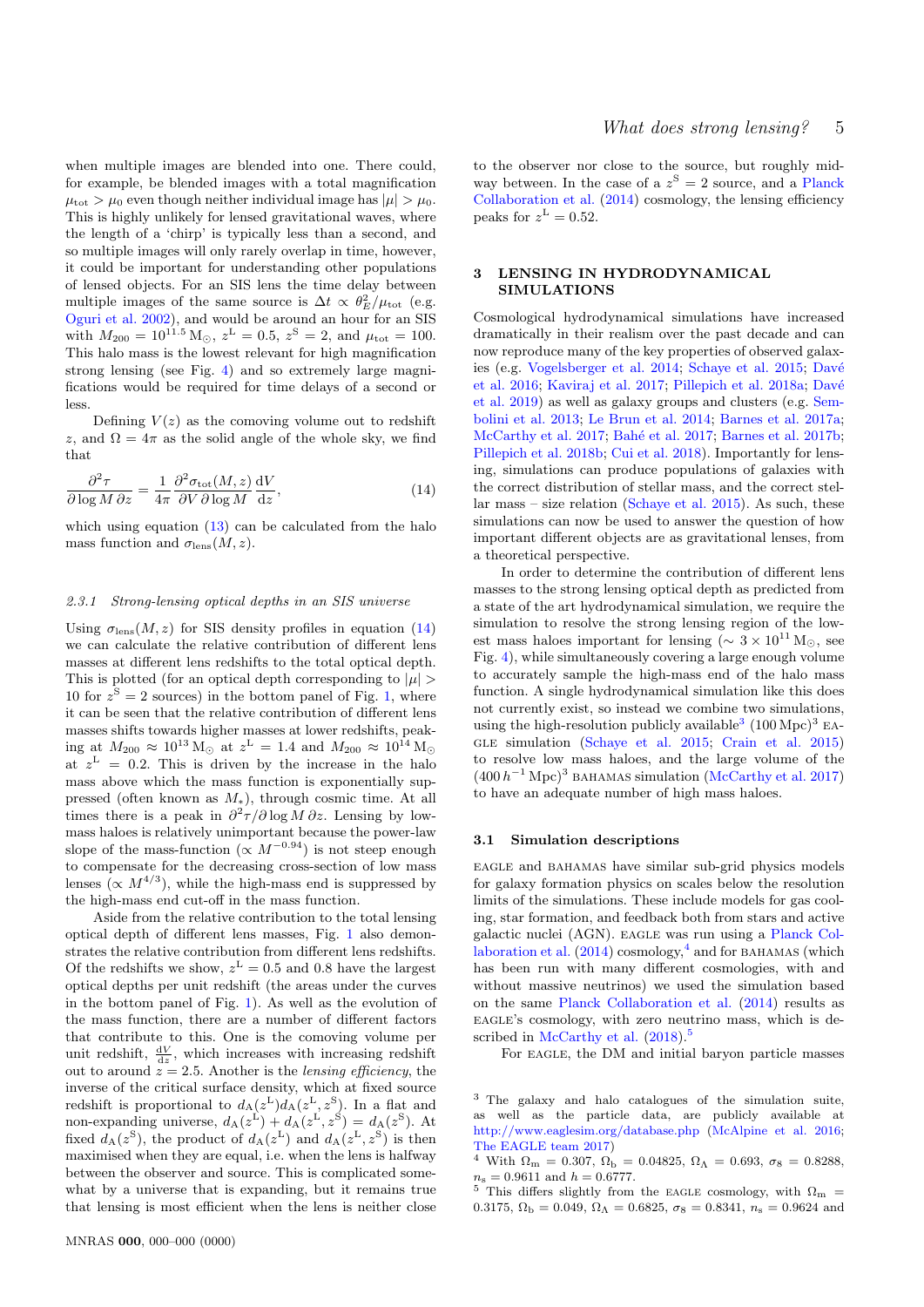when multiple images are blended into one. There could, for example, be blended images with a total magnification $\mu_{\rm tot} > \mu_0$ even though neither individual image has $|\mu| > \mu_0$. This is highly unlikely for lensed gravitational waves, where the length of a 'chirp' is typically less than a second, and so multiple images will only rarely overlap in time, however, it could be important for understanding other populations of lensed objects. For an SIS lens the time delay between multiple images of the same source is $\Delta t \propto \theta_{\rm E}^2/\mu_{\rm tot}$ (e.g. Oguri et al. 2002), and would be around an hour for an SIS with $M_{200} = 10^{11.5}\,{\rm M}_\odot$, $z^{\rm L} = 0.5$, $z^{\rm S} = 2$, and $\mu_{\rm tot} = 100$. This halo mass is the lowest relevant for high magnification strong lensing (see Fig. 4) and so extremely large magnifications would be required for time delays of a second or less.

Defining $V(z)$ as the comoving volume out to redshift $z$, and $\Omega = 4\pi$ as the solid angle of the whole sky, we find that

$$\frac{\partial^2 \tau}{\partial \log M \, \partial z} = \frac{1}{4\pi} \frac{\partial^2 \sigma_{\rm tot}(M,z)}{\partial V \, \partial \log M} \frac{{\rm d}V}{{\rm d}z}, \tag{14}$$

which using equation (13) can be calculated from the halo mass function and $\sigma_{\rm lens}(M, z)$.

#### 2.3.1 Strong-lensing optical depths in an SIS universe

Using $\sigma_{\rm lens}(M, z)$ for SIS density profiles in equation (14) we can calculate the relative contribution of different lens masses at different lens redshifts to the total optical depth. This is plotted (for an optical depth corresponding to $|\mu| > 10$ for $z^{\rm S} = 2$ sources) in the bottom panel of Fig. 1, where it can be seen that the relative contribution of different lens masses shifts towards higher masses at lower redshifts, peaking at $M_{200} \approx 10^{13}\,{\rm M}_\odot$ at $z^{\rm L} = 1.4$ and $M_{200} \approx 10^{14}\,{\rm M}_\odot$ at $z^{\rm L} = 0.2$. This is driven by the increase in the halo mass above which the mass function is exponentially suppressed (often known as $M_*$), through cosmic time. At all times there is a peak in $\partial^2\tau/\partial \log M \, \partial z$. Lensing by low-mass haloes is relatively unimportant because the power-law slope of the mass-function ($\propto M^{-0.94}$) is not steep enough to compensate for the decreasing cross-section of low mass lenses ($\propto M^{4/3}$), while the high-mass end is suppressed by the high-mass end cut-off in the mass function.

Aside from the relative contribution to the total lensing optical depth of different lens masses, Fig. 1 also demonstrates the relative contribution from different lens redshifts. Of the redshifts we show, $z^{\rm L} = 0.5$ and 0.8 have the largest optical depths per unit redshift (the areas under the curves in the bottom panel of Fig. 1). As well as the evolution of the mass function, there are a number of different factors that contribute to this. One is the comoving volume per unit redshift, $\frac{{\rm d}V}{{\rm d}z}$, which increases with increasing redshift out to around $z = 2.5$. Another is the *lensing efficiency*, the inverse of the critical surface density, which at fixed source redshift is proportional to $d_{\rm A}(z^{\rm L}) d_{\rm A}(z^{\rm L}, z^{\rm S})$. In a flat and non-expanding universe, $d_{\rm A}(z^{\rm L}) + d_{\rm A}(z^{\rm L}, z^{\rm S}) = d_{\rm A}(z^{\rm S})$. At fixed $d_{\rm A}(z^{\rm S})$, the product of $d_{\rm A}(z^{\rm L})$ and $d_{\rm A}(z^{\rm L}, z^{\rm S})$ is then maximised when they are equal, i.e. when the lens is halfway between the observer and source. This is complicated somewhat by a universe that is expanding, but it remains true that lensing is most efficient when the lens is neither close to the observer nor close to the source, but roughly midway between. In the case of a $z^{\rm S} = 2$ source, and a Planck Collaboration et al. (2014) cosmology, the lensing efficiency peaks for $z^{\rm L} = 0.52$.

## 3 LENSING IN HYDRODYNAMICAL SIMULATIONS

Cosmological hydrodynamical simulations have increased dramatically in their realism over the past decade and can now reproduce many of the key properties of observed galaxies (e.g. Vogelsberger et al. 2014; Schaye et al. 2015; Davé et al. 2016; Kaviraj et al. 2017; Pillepich et al. 2018a; Davé et al. 2019) as well as galaxy groups and clusters (e.g. Sembolini et al. 2013; Le Brun et al. 2014; Barnes et al. 2017a; McCarthy et al. 2017; Bahé et al. 2017; Barnes et al. 2017b; Pillepich et al. 2018b; Cui et al. 2018). Importantly for lensing, simulations can produce populations of galaxies with the correct distribution of stellar mass, and the correct stellar mass – size relation (Schaye et al. 2015). As such, these simulations can now be used to answer the question of how important different objects are as gravitational lenses, from a theoretical perspective.

In order to determine the contribution of different lens masses to the strong lensing optical depth as predicted from a state of the art hydrodynamical simulation, we require the simulation to resolve the strong lensing region of the lowest mass haloes important for lensing ($\sim 3 \times 10^{11}\,{\rm M}_\odot$, see Fig. 4), while simultaneously covering a large enough volume to accurately sample the high-mass end of the halo mass function. A single hydrodynamical simulation like this does not currently exist, so instead we combine two simulations, using the high-resolution publicly available[3] $(100\,{\rm Mpc})^3$ EAGLE simulation (Schaye et al. 2015; Crain et al. 2015) to resolve low mass haloes, and the large volume of the $(400\,h^{-1}\,{\rm Mpc})^3$ BAHAMAS simulation (McCarthy et al. 2017) to have an adequate number of high mass haloes.

### 3.1 Simulation descriptions

EAGLE and BAHAMAS have similar sub-grid physics models for galaxy formation physics on scales below the resolution limits of the simulations. These include models for gas cooling, star formation, and feedback both from stars and active galactic nuclei (AGN). EAGLE was run using a Planck Collaboration et al. (2014) cosmology,[4] and for BAHAMAS (which has been run with many different cosmologies, with and without massive neutrinos) we used the simulation based on the same Planck Collaboration et al. (2014) results as EAGLE's cosmology, with zero neutrino mass, which is described in McCarthy et al. (2018).[5]

For EAGLE, the DM and initial baryon particle masses

[3] The galaxy and halo catalogues of the simulation suite, as well as the particle data, are publicly available at http://www.eaglesim.org/database.php (McAlpine et al. 2016; The EAGLE team 2017)

[4] With $\Omega_{\rm m} = 0.307$, $\Omega_{\rm b} = 0.04825$, $\Omega_\Lambda = 0.693$, $\sigma_8 = 0.8288$, $n_{\rm s} = 0.9611$ and $h = 0.6777$.

[5] This differs slightly from the EAGLE cosmology, with $\Omega_{\rm m} = 0.3175$, $\Omega_{\rm b} = 0.049$, $\Omega_\Lambda = 0.6825$, $\sigma_8 = 0.8341$, $n_{\rm s} = 0.9624$ and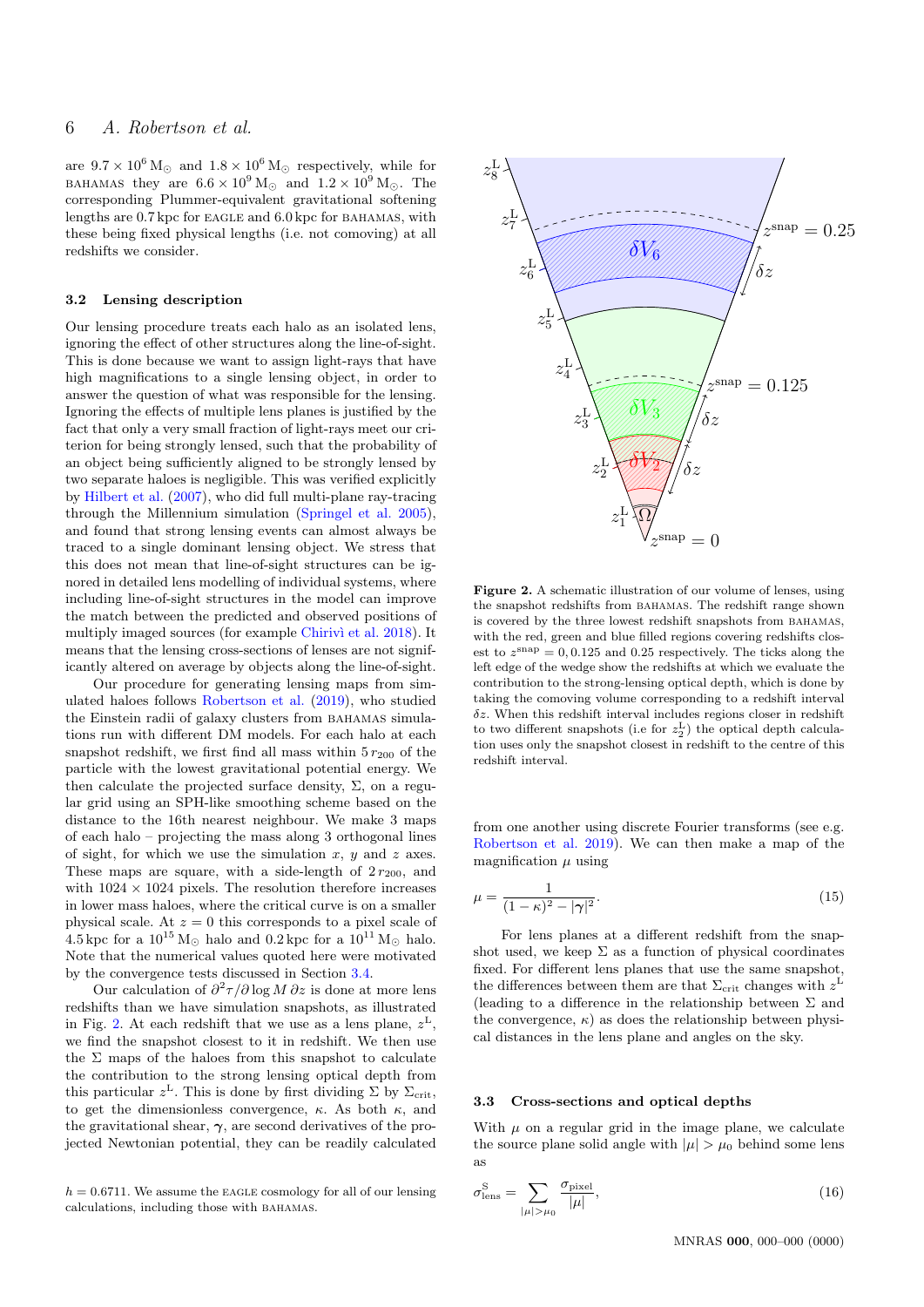are $9.7 \times 10^6\,\mathrm{M}_\odot$ and $1.8 \times 10^6\,\mathrm{M}_\odot$ respectively, while for BAHAMAS they are $6.6 \times 10^9\,\mathrm{M}_\odot$ and $1.2 \times 10^9\,\mathrm{M}_\odot$. The corresponding Plummer-equivalent gravitational softening lengths are 0.7 kpc for EAGLE and 6.0 kpc for BAHAMAS, with these being fixed physical lengths (i.e. not comoving) at all redshifts we consider.

### 3.2 Lensing description

Our lensing procedure treats each halo as an isolated lens, ignoring the effect of other structures along the line-of-sight. This is done because we want to assign light-rays that have high magnifications to a single lensing object, in order to answer the question of what was responsible for the lensing. Ignoring the effects of multiple lens planes is justified by the fact that only a very small fraction of light-rays meet our criterion for being strongly lensed, such that the probability of an object being sufficiently aligned to be strongly lensed by two separate haloes is negligible. This was verified explicitly by Hilbert et al. (2007), who did full multi-plane ray-tracing through the Millennium simulation (Springel et al. 2005), and found that strong lensing events can almost always be traced to a single dominant lensing object. We stress that this does not mean that line-of-sight structures can be ignored in detailed lens modelling of individual systems, where including line-of-sight structures in the model can improve the match between the predicted and observed positions of multiply imaged sources (for example Chirivì et al. 2018). It means that the lensing cross-sections of lenses are not significantly altered on average by objects along the line-of-sight.

Our procedure for generating lensing maps from simulated haloes follows Robertson et al. (2019), who studied the Einstein radii of galaxy clusters from BAHAMAS simulations run with different DM models. For each halo at each snapshot redshift, we first find all mass within $5\,r_{200}$ of the particle with the lowest gravitational potential energy. We then calculate the projected surface density, $\Sigma$, on a regular grid using an SPH-like smoothing scheme based on the distance to the 16th nearest neighbour. We make 3 maps of each halo – projecting the mass along 3 orthogonal lines of sight, for which we use the simulation $x$, $y$ and $z$ axes. These maps are square, with a side-length of $2\,r_{200}$, and with $1024 \times 1024$ pixels. The resolution therefore increases in lower mass haloes, where the critical curve is on a smaller physical scale. At $z = 0$ this corresponds to a pixel scale of 4.5 kpc for a $10^{15}\,\mathrm{M}_\odot$ halo and 0.2 kpc for a $10^{11}\,\mathrm{M}_\odot$ halo. Note that the numerical values quoted here were motivated by the convergence tests discussed in Section 3.4.

Our calculation of $\partial^2\tau/\partial \log M\,\partial z$ is done at more lens redshifts than we have simulation snapshots, as illustrated in Fig. 2. At each redshift that we use as a lens plane, $z^{\mathrm{L}}$, we find the snapshot closest to it in redshift. We then use the $\Sigma$ maps of the haloes from this snapshot to calculate the contribution to the strong lensing optical depth from this particular $z^{\mathrm{L}}$. This is done by first dividing $\Sigma$ by $\Sigma_{\mathrm{crit}}$, to get the dimensionless convergence, $\kappa$. As both $\kappa$, and the gravitational shear, $\boldsymbol{\gamma}$, are second derivatives of the projected Newtonian potential, they can be readily calculated from one another using discrete Fourier transforms (see e.g. Robertson et al. 2019). We can then make a map of the magnification $\mu$ using

$$\mu = \frac{1}{(1-\kappa)^2 - |\boldsymbol{\gamma}|^2}. \tag{15}$$

For lens planes at a different redshift from the snapshot used, we keep $\Sigma$ as a function of physical coordinates fixed. For different lens planes that use the same snapshot, the differences between them are that $\Sigma_{\mathrm{crit}}$ changes with $z^{\mathrm{L}}$ (leading to a difference in the relationship between $\Sigma$ and the convergence, $\kappa$) as does the relationship between physical distances in the lens plane and angles on the sky.

Figure 2. A schematic illustration of our volume of lenses, using the snapshot redshifts from BAHAMAS. The redshift range shown is covered by the three lowest redshift snapshots from BAHAMAS, with the red, green and blue filled regions covering redshifts closest to $z^{\mathrm{snap}} = 0, 0.125$ and $0.25$ respectively. The ticks along the left edge of the wedge show the redshifts at which we evaluate the contribution to the strong-lensing optical depth, which is done by taking the comoving volume corresponding to a redshift interval $\delta z$. When this redshift interval includes regions closer in redshift to two different snapshots (i.e for $z_2^{\mathrm{L}}$) the optical depth calculation uses only the snapshot closest in redshift to the centre of this redshift interval.

### 3.3 Cross-sections and optical depths

With $\mu$ on a regular grid in the image plane, we calculate the source plane solid angle with $|\mu| > \mu_0$ behind some lens as

$$\sigma^{\mathrm{S}}_{\mathrm{lens}} = \sum_{|\mu|>\mu_0} \frac{\sigma_{\mathrm{pixel}}}{|\mu|}, \tag{16}$$

$h = 0.6711$. We assume the EAGLE cosmology for all of our lensing calculations, including those with BAHAMAS.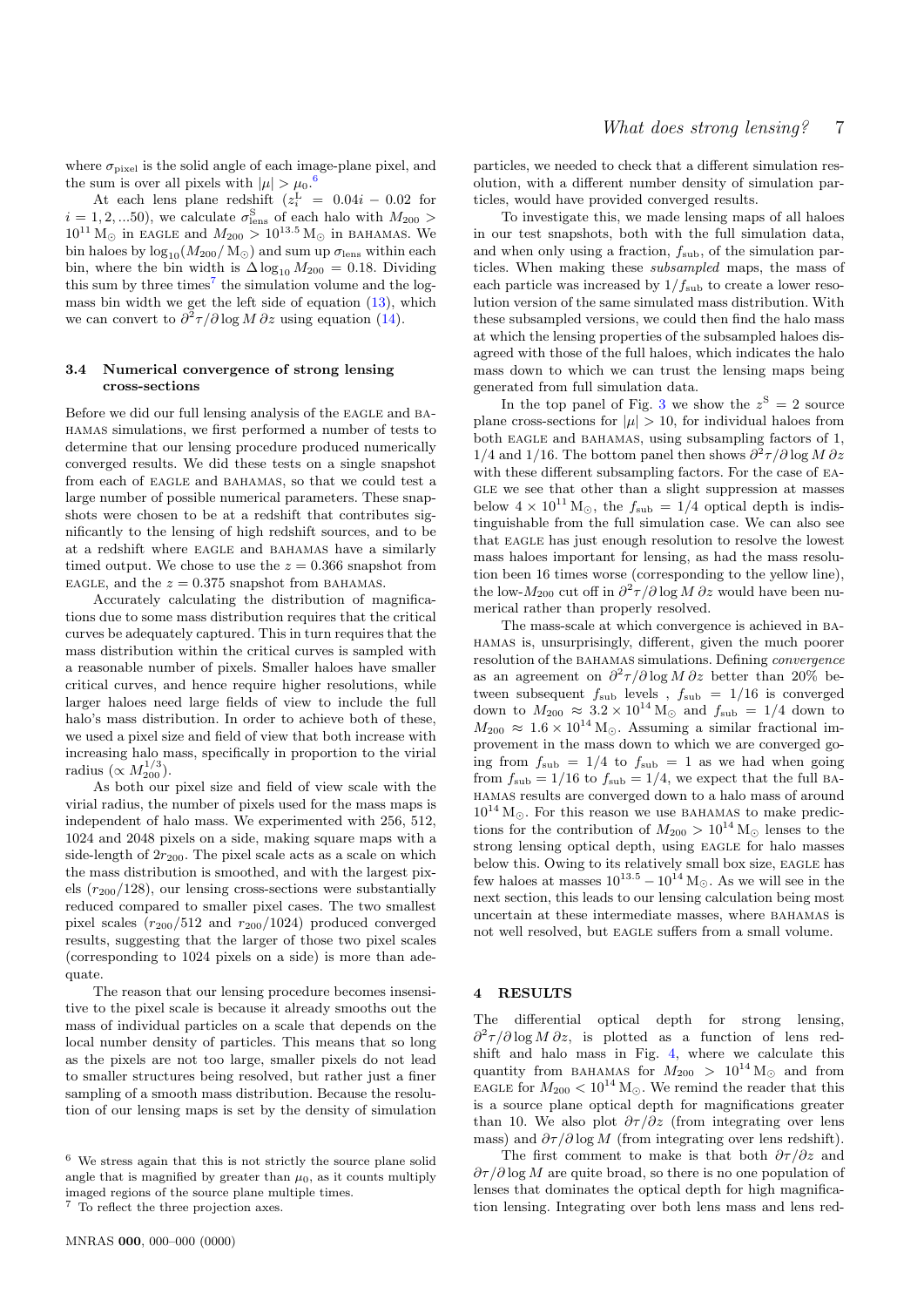where $\sigma_{\rm pixel}$ is the solid angle of each image-plane pixel, and the sum is over all pixels with $|\mu| > \mu_0$.[6]

At each lens plane redshift ($z_i^{\rm L} = 0.04i - 0.02$ for $i = 1, 2, ...50$), we calculate $\sigma_{\rm lens}^{\rm S}$ of each halo with $M_{200} > 10^{11}\,{\rm M_\odot}$ in EAGLE and $M_{200} > 10^{13.5}\,{\rm M_\odot}$ in BAHAMAS. We bin haloes by $\log_{10}(M_{200}/\,{\rm M_\odot})$ and sum up $\sigma_{\rm lens}$ within each bin, where the bin width is $\Delta \log_{10} M_{200} = 0.18$. Dividing this sum by three times[7] the simulation volume and the log-mass bin width we get the left side of equation (13), which we can convert to $\partial^2\tau/\partial \log M\, \partial z$ using equation (14).

### 3.4 Numerical convergence of strong lensing cross-sections

Before we did our full lensing analysis of the EAGLE and BAHAMAS simulations, we first performed a number of tests to determine that our lensing procedure produced numerically converged results. We did these tests on a single snapshot from each of EAGLE and BAHAMAS, so that we could test a large number of possible numerical parameters. These snapshots were chosen to be at a redshift that contributes significantly to the lensing of high redshift sources, and to be at a redshift where EAGLE and BAHAMAS have a similarly timed output. We chose to use the $z = 0.366$ snapshot from EAGLE, and the $z = 0.375$ snapshot from BAHAMAS.

Accurately calculating the distribution of magnifications due to some mass distribution requires that the critical curves be adequately captured. This in turn requires that the mass distribution within the critical curves is sampled with a reasonable number of pixels. Smaller haloes have smaller critical curves, and hence require higher resolutions, while larger haloes need large fields of view to include the full halo's mass distribution. In order to achieve both of these, we used a pixel size and field of view that both increase with increasing halo mass, specifically in proportion to the virial radius ($\propto M_{200}^{1/3}$).

As both our pixel size and field of view scale with the virial radius, the number of pixels used for the mass maps is independent of halo mass. We experimented with 256, 512, 1024 and 2048 pixels on a side, making square maps with a side-length of $2r_{200}$. The pixel scale acts as a scale on which the mass distribution is smoothed, and with the largest pixels ($r_{200}/128$), our lensing cross-sections were substantially reduced compared to smaller pixel cases. The two smallest pixel scales ($r_{200}/512$ and $r_{200}/1024$) produced converged results, suggesting that the larger of those two pixel scales (corresponding to 1024 pixels on a side) is more than adequate.

The reason that our lensing procedure becomes insensitive to the pixel scale is because it already smooths out the mass of individual particles on a scale that depends on the local number density of particles. This means that so long as the pixels are not too large, smaller pixels do not lead to smaller structures being resolved, but rather just a finer sampling of a smooth mass distribution. Because the resolution of our lensing maps is set by the density of simulation particles, we needed to check that a different simulation resolution, with a different number density of simulation particles, would have provided converged results.

To investigate this, we made lensing maps of all haloes in our test snapshots, both with the full simulation data, and when only using a fraction, $f_{\rm sub}$, of the simulation particles. When making these *subsampled* maps, the mass of each particle was increased by $1/f_{\rm sub}$ to create a lower resolution version of the same simulated mass distribution. With these subsampled versions, we could then find the halo mass at which the lensing properties of the subsampled haloes disagreed with those of the full haloes, which indicates the halo mass down to which we can trust the lensing maps being generated from full simulation data.

In the top panel of Fig. 3 we show the $z^{\rm S} = 2$ source plane cross-sections for $|\mu| > 10$, for individual haloes from both EAGLE and BAHAMAS, using subsampling factors of 1, 1/4 and 1/16. The bottom panel then shows $\partial^2\tau/\partial \log M\, \partial z$ with these different subsampling factors. For the case of EAGLE we see that other than a slight suppression at masses below $4 \times 10^{11}\,{\rm M_\odot}$, the $f_{\rm sub} = 1/4$ optical depth is indistinguishable from the full simulation case. We can also see that EAGLE has just enough resolution to resolve the lowest mass haloes important for lensing, as had the mass resolution been 16 times worse (corresponding to the yellow line), the low-$M_{200}$ cut off in $\partial^2\tau/\partial \log M\, \partial z$ would have been numerical rather than properly resolved.

The mass-scale at which convergence is achieved in BAHAMAS is, unsurprisingly, different, given the much poorer resolution of the BAHAMAS simulations. Defining *convergence* as an agreement on $\partial^2\tau/\partial \log M\, \partial z$ better than 20% between subsequent $f_{\rm sub}$ levels , $f_{\rm sub} = 1/16$ is converged down to $M_{200} \approx 3.2 \times 10^{14}\,{\rm M_\odot}$ and $f_{\rm sub} = 1/4$ down to $M_{200} \approx 1.6 \times 10^{14}\,{\rm M_\odot}$. Assuming a similar fractional improvement in the mass down to which we are converged going from $f_{\rm sub} = 1/4$ to $f_{\rm sub} = 1$ as we had when going from $f_{\rm sub} = 1/16$ to $f_{\rm sub} = 1/4$, we expect that the full BAHAMAS results are converged down to a halo mass of around $10^{14}\,{\rm M_\odot}$. For this reason we use BAHAMAS to make predictions for the contribution of $M_{200} > 10^{14}\,{\rm M_\odot}$ lenses to the strong lensing optical depth, using EAGLE for halo masses below this. Owing to its relatively small box size, EAGLE has few haloes at masses $10^{13.5} - 10^{14}\,{\rm M_\odot}$. As we will see in the next section, this leads to our lensing calculation being most uncertain at these intermediate masses, where BAHAMAS is not well resolved, but EAGLE suffers from a small volume.

## 4 RESULTS

The differential optical depth for strong lensing, $\partial^2\tau/\partial \log M\, \partial z$, is plotted as a function of lens redshift and halo mass in Fig. 4, where we calculate this quantity from BAHAMAS for $M_{200} > 10^{14}\,{\rm M_\odot}$ and from EAGLE for $M_{200} < 10^{14}\,{\rm M_\odot}$. We remind the reader that this is a source plane optical depth for magnifications greater than 10. We also plot $\partial\tau/\partial z$ (from integrating over lens mass) and $\partial\tau/\partial \log M$ (from integrating over lens redshift).

The first comment to make is that both $\partial\tau/\partial z$ and $\partial\tau/\partial \log M$ are quite broad, so there is no one population of lenses that dominates the optical depth for high magnification lensing. Integrating over both lens mass and lens red-

[6] We stress again that this is not strictly the source plane solid angle that is magnified by greater than $\mu_0$, as it counts multiply imaged regions of the source plane multiple times.

[7] To reflect the three projection axes.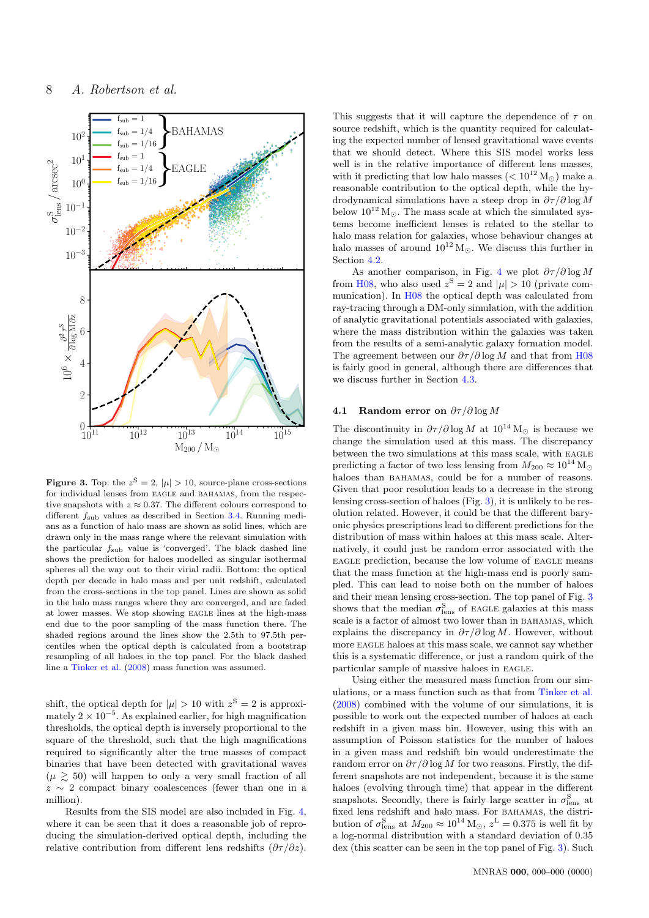Figure 3. Top: the $z^{\rm S} = 2$, $|\mu| > 10$, source-plane cross-sections for individual lenses from EAGLE and BAHAMAS, from the respective snapshots with $z \approx 0.37$. The different colours correspond to different $f_{\rm sub}$ values as described in Section 3.4. Running medians as a function of halo mass are shown as solid lines, which are drawn only in the mass range where the relevant simulation with the particular $f_{\rm sub}$ value is 'converged'. The black dashed line shows the prediction for haloes modelled as singular isothermal spheres all the way out to their virial radii. Bottom: the optical depth per decade in halo mass and per unit redshift, calculated from the cross-sections in the top panel. Lines are shown as solid in the halo mass ranges where they are converged, and are faded at lower masses. We stop showing EAGLE lines at the high-mass end due to the poor sampling of the mass function there. The shaded regions around the lines show the 2.5th to 97.5th percentiles when the optical depth is calculated from a bootstrap resampling of all haloes in the top panel. For the black dashed line a Tinker et al. (2008) mass function was assumed.

shift, the optical depth for $|\mu| > 10$ with $z^{\rm S} = 2$ is approximately $2 \times 10^{-5}$. As explained earlier, for high magnification thresholds, the optical depth is inversely proportional to the square of the threshold, such that the high magnifications required to significantly alter the true masses of compact binaries that have been detected with gravitational waves ($\mu \gtrsim 50$) will happen to only a very small fraction of all $z \sim 2$ compact binary coalescences (fewer than one in a million).

Results from the SIS model are also included in Fig. 4, where it can be seen that it does a reasonable job of reproducing the simulation-derived optical depth, including the relative contribution from different lens redshifts ($\partial\tau/\partial z$). This suggests that it will capture the dependence of $\tau$ on source redshift, which is the quantity required for calculating the expected number of lensed gravitational wave events that we should detect. Where this SIS model works less well is in the relative importance of different lens masses, with it predicting that low halo masses ($< 10^{12}\,{\rm M}_\odot$) make a reasonable contribution to the optical depth, while the hydrodynamical simulations have a steep drop in $\partial\tau/\partial\log M$ below $10^{12}\,{\rm M}_\odot$. The mass scale at which the simulated systems become inefficient lenses is related to the stellar to halo mass relation for galaxies, whose behaviour changes at halo masses of around $10^{12}\,{\rm M}_\odot$. We discuss this further in Section 4.2.

As another comparison, in Fig. 4 we plot $\partial\tau/\partial\log M$ from H08, who also used $z^{\rm S} = 2$ and $|\mu| > 10$ (private communication). In H08 the optical depth was calculated from ray-tracing through a DM-only simulation, with the addition of analytic gravitational potentials associated with galaxies, where the mass distribution within the galaxies was taken from the results of a semi-analytic galaxy formation model. The agreement between our $\partial\tau/\partial\log M$ and that from H08 is fairly good in general, although there are differences that we discuss further in Section 4.3.

### 4.1 Random error on $\partial\tau/\partial\log M$

The discontinuity in $\partial\tau/\partial\log M$ at $10^{14}\,{\rm M}_\odot$ is because we change the simulation used at this mass. The discrepancy between the two simulations at this mass scale, with EAGLE predicting a factor of two less lensing from $M_{200} \approx 10^{14}\,{\rm M}_\odot$ haloes than BAHAMAS, could be for a number of reasons. Given that poor resolution leads to a decrease in the strong lensing cross-section of haloes (Fig. 3), it is unlikely to be resolution related. However, it could be that the different baryonic physics prescriptions lead to different predictions for the distribution of mass within haloes at this mass scale. Alternatively, it could just be random error associated with the EAGLE prediction, because the low volume of EAGLE means that the mass function at the high-mass end is poorly sampled. This can lead to noise both on the number of haloes and their mean lensing cross-section. The top panel of Fig. 3 shows that the median $\sigma^{\rm S}_{\rm lens}$ of EAGLE galaxies at this mass scale is a factor of almost two lower than in BAHAMAS, which explains the discrepancy in $\partial\tau/\partial\log M$. However, without more EAGLE haloes at this mass scale, we cannot say whether this is a systematic difference, or just a random quirk of the particular sample of massive haloes in EAGLE.

Using either the measured mass function from our simulations, or a mass function such as that from Tinker et al. (2008) combined with the volume of our simulations, it is possible to work out the expected number of haloes at each redshift in a given mass bin. However, using this with an assumption of Poisson statistics for the number of haloes in a given mass and redshift bin would underestimate the random error on $\partial\tau/\partial\log M$ for two reasons. Firstly, the different snapshots are not independent, because it is the same haloes (evolving through time) that appear in the different snapshots. Secondly, there is fairly large scatter in $\sigma^{\rm S}_{\rm lens}$ at fixed lens redshift and halo mass. For BAHAMAS, the distribution of $\sigma^{\rm S}_{\rm lens}$ at $M_{200} \approx 10^{14}\,{\rm M}_\odot$, $z^{\rm L} = 0.375$ is well fit by a log-normal distribution with a standard deviation of 0.35 dex (this scatter can be seen in the top panel of Fig. 3). Such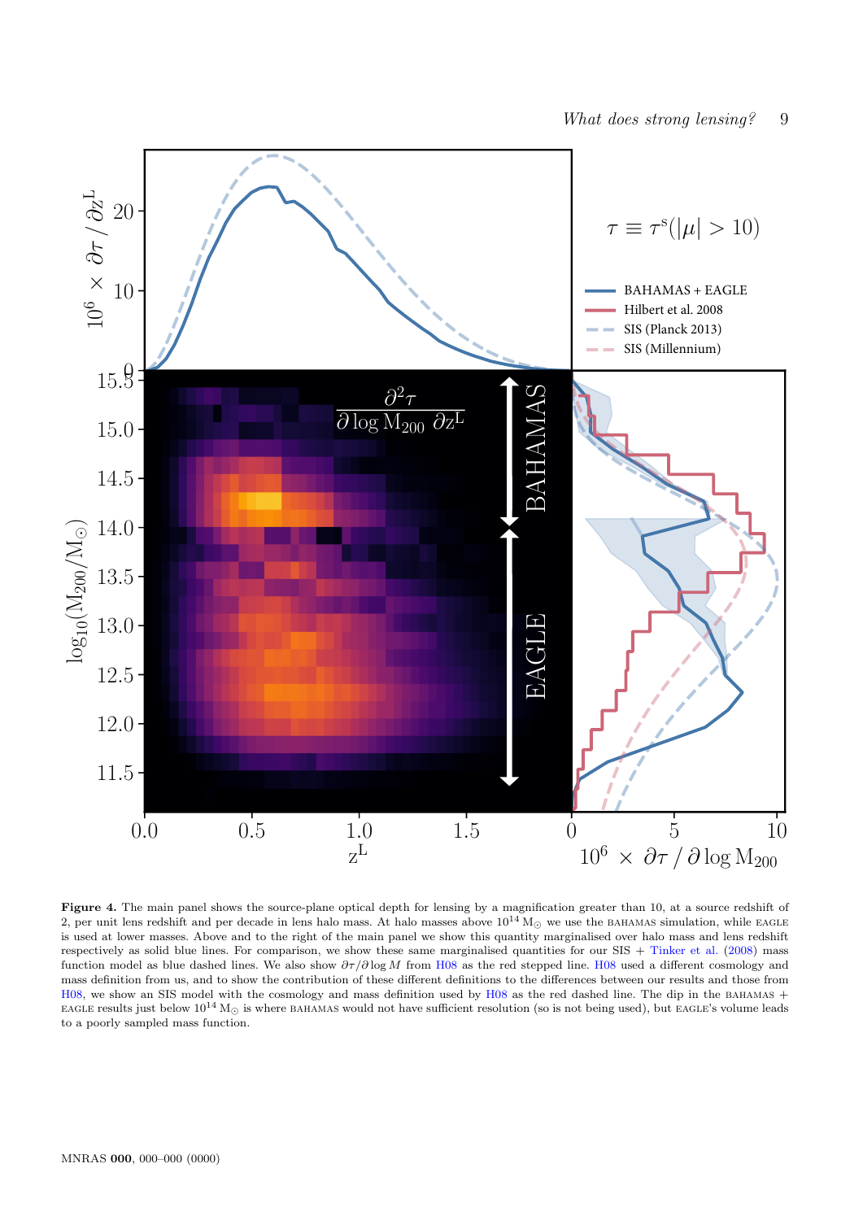**Figure 4.** The main panel shows the source-plane optical depth for lensing by a magnification greater than 10, at a source redshift of 2, per unit lens redshift and per decade in lens halo mass. At halo masses above $10^{14}\,\mathrm{M}_\odot$ we use the BAHAMAS simulation, while EAGLE is used at lower masses. Above and to the right of the main panel we show this quantity marginalised over halo mass and lens redshift respectively as solid blue lines. For comparison, we show these same marginalised quantities for our SIS + Tinker et al. (2008) mass function model as blue dashed lines. We also show $\partial\tau/\partial \log M$ from H08 as the red stepped line. H08 used a different cosmology and mass definition from us, and to show the contribution of these different definitions to the differences between our results and those from H08, we show an SIS model with the cosmology and mass definition used by H08 as the red dashed line. The dip in the BAHAMAS + EAGLE results just below $10^{14}\,\mathrm{M}_\odot$ is where BAHAMAS would not have sufficient resolution (so is not being used), but EAGLE's volume leads to a poorly sampled mass function.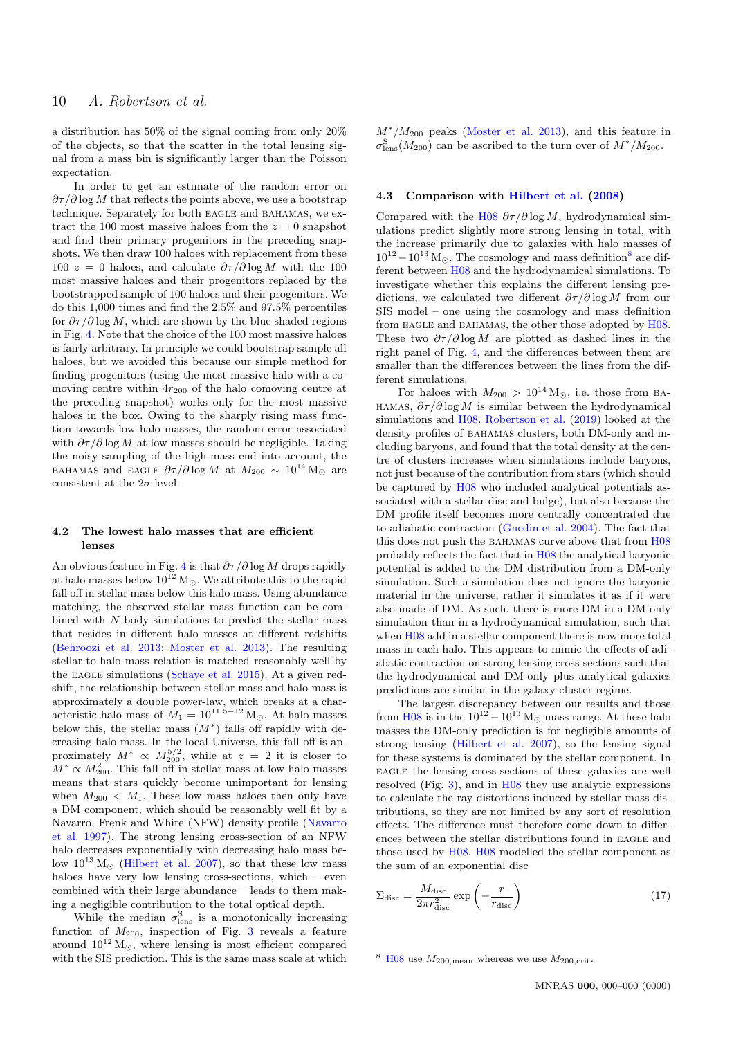a distribution has 50% of the signal coming from only 20% of the objects, so that the scatter in the total lensing signal from a mass bin is significantly larger than the Poisson expectation.

In order to get an estimate of the random error on $\partial\tau/\partial \log M$ that reflects the points above, we use a bootstrap technique. Separately for both EAGLE and BAHAMAS, we extract the 100 most massive haloes from the $z = 0$ snapshot and find their primary progenitors in the preceding snapshots. We then draw 100 haloes with replacement from these 100 $z = 0$ haloes, and calculate $\partial\tau/\partial \log M$ with the 100 most massive haloes and their progenitors replaced by the bootstrapped sample of 100 haloes and their progenitors. We do this 1,000 times and find the 2.5% and 97.5% percentiles for $\partial\tau/\partial \log M$, which are shown by the blue shaded regions in Fig. 4. Note that the choice of the 100 most massive haloes is fairly arbitrary. In principle we could bootstrap sample all haloes, but we avoided this because our simple method for finding progenitors (using the most massive halo with a comoving centre within $4r_{200}$ of the halo comoving centre at the preceding snapshot) works only for the most massive haloes in the box. Owing to the sharply rising mass function towards low halo masses, the random error associated with $\partial\tau/\partial \log M$ at low masses should be negligible. Taking the noisy sampling of the high-mass end into account, the BAHAMAS and EAGLE $\partial\tau/\partial \log M$ at $M_{200} \sim 10^{14}\,\mathrm{M}_{\odot}$ are consistent at the $2\sigma$ level.

### 4.2 The lowest halo masses that are efficient lenses

An obvious feature in Fig. 4 is that $\partial\tau/\partial \log M$ drops rapidly at halo masses below $10^{12}\,\mathrm{M}_{\odot}$. We attribute this to the rapid fall off in stellar mass below this halo mass. Using abundance matching, the observed stellar mass function can be combined with $N$-body simulations to predict the stellar mass that resides in different halo masses at different redshifts (Behroozi et al. 2013; Moster et al. 2013). The resulting stellar-to-halo mass relation is matched reasonably well by the EAGLE simulations (Schaye et al. 2015). At a given redshift, the relationship between stellar mass and halo mass is approximately a double power-law, which breaks at a characteristic halo mass of $M_1 = 10^{11.5-12}\,\mathrm{M}_{\odot}$. At halo masses below this, the stellar mass ($M^*$) falls off rapidly with decreasing halo mass. In the local Universe, this fall off is approximately $M^* \propto M_{200}^{5/2}$, while at $z = 2$ it is closer to $M^* \propto M_{200}^{2}$. This fall off in stellar mass at low halo masses means that stars quickly become unimportant for lensing when $M_{200} < M_1$. These low mass haloes then only have a DM component, which should be reasonably well fit by a Navarro, Frenk and White (NFW) density profile (Navarro et al. 1997). The strong lensing cross-section of an NFW halo decreases exponentially with decreasing halo mass below $10^{13}\,\mathrm{M}_{\odot}$ (Hilbert et al. 2007), so that these low mass haloes have very low lensing cross-sections, which – even combined with their large abundance – leads to them making a negligible contribution to the total optical depth.

While the median $\sigma_{\mathrm{lens}}^{\mathrm{S}}$ is a monotonically increasing function of $M_{200}$, inspection of Fig. 3 reveals a feature around $10^{12}\,\mathrm{M}_{\odot}$, where lensing is most efficient compared with the SIS prediction. This is the same mass scale at which $M^*/M_{200}$ peaks (Moster et al. 2013), and this feature in $\sigma_{\mathrm{lens}}^{\mathrm{S}}(M_{200})$ can be ascribed to the turn over of $M^*/M_{200}$.

### 4.3 Comparison with Hilbert et al. (2008)

Compared with the H08 $\partial\tau/\partial \log M$, hydrodynamical simulations predict slightly more strong lensing in total, with the increase primarily due to galaxies with halo masses of $10^{12} - 10^{13}\,\mathrm{M}_{\odot}$. The cosmology and mass definition[8] are different between H08 and the hydrodynamical simulations. To investigate whether this explains the different lensing predictions, we calculated two different $\partial\tau/\partial \log M$ from our SIS model – one using the cosmology and mass definition from EAGLE and BAHAMAS, the other those adopted by H08. These two $\partial\tau/\partial \log M$ are plotted as dashed lines in the right panel of Fig. 4, and the differences between them are smaller than the differences between the lines from the different simulations.

For haloes with $M_{200} > 10^{14}\,\mathrm{M}_{\odot}$, i.e. those from BAHAMAS, $\partial\tau/\partial \log M$ is similar between the hydrodynamical simulations and H08. Robertson et al. (2019) looked at the density profiles of BAHAMAS clusters, both DM-only and including baryons, and found that the total density at the centre of clusters increases when simulations include baryons, not just because of the contribution from stars (which should be captured by H08 who included analytical potentials associated with a stellar disc and bulge), but also because the DM profile itself becomes more centrally concentrated due to adiabatic contraction (Gnedin et al. 2004). The fact that this does not push the BAHAMAS curve above that from H08 probably reflects the fact that in H08 the analytical baryonic potential is added to the DM distribution from a DM-only simulation. Such a simulation does not ignore the baryonic material in the universe, rather it simulates it as if it were also made of DM. As such, there is more DM in a DM-only simulation than in a hydrodynamical simulation, such that when H08 add in a stellar component there is now more total mass in each halo. This appears to mimic the effects of adiabatic contraction on strong lensing cross-sections such that the hydrodynamical and DM-only plus analytical galaxies predictions are similar in the galaxy cluster regime.

The largest discrepancy between our results and those from H08 is in the $10^{12} - 10^{13}\,\mathrm{M}_{\odot}$ mass range. At these halo masses the DM-only prediction is for negligible amounts of strong lensing (Hilbert et al. 2007), so the lensing signal for these systems is dominated by the stellar component. In EAGLE the lensing cross-sections of these galaxies are well resolved (Fig. 3), and in H08 they use analytic expressions to calculate the ray distortions induced by stellar mass distributions, so they are not limited by any sort of resolution effects. The difference must therefore come down to differences between the stellar distributions found in EAGLE and those used by H08. H08 modelled the stellar component as the sum of an exponential disc

$$\Sigma_{\mathrm{disc}} = \frac{M_{\mathrm{disc}}}{2\pi r_{\mathrm{disc}}^2} \exp\left(-\frac{r}{r_{\mathrm{disc}}}\right) \tag{17}$$

[8] H08 use $M_{200,\mathrm{mean}}$ whereas we use $M_{200,\mathrm{crit}}$.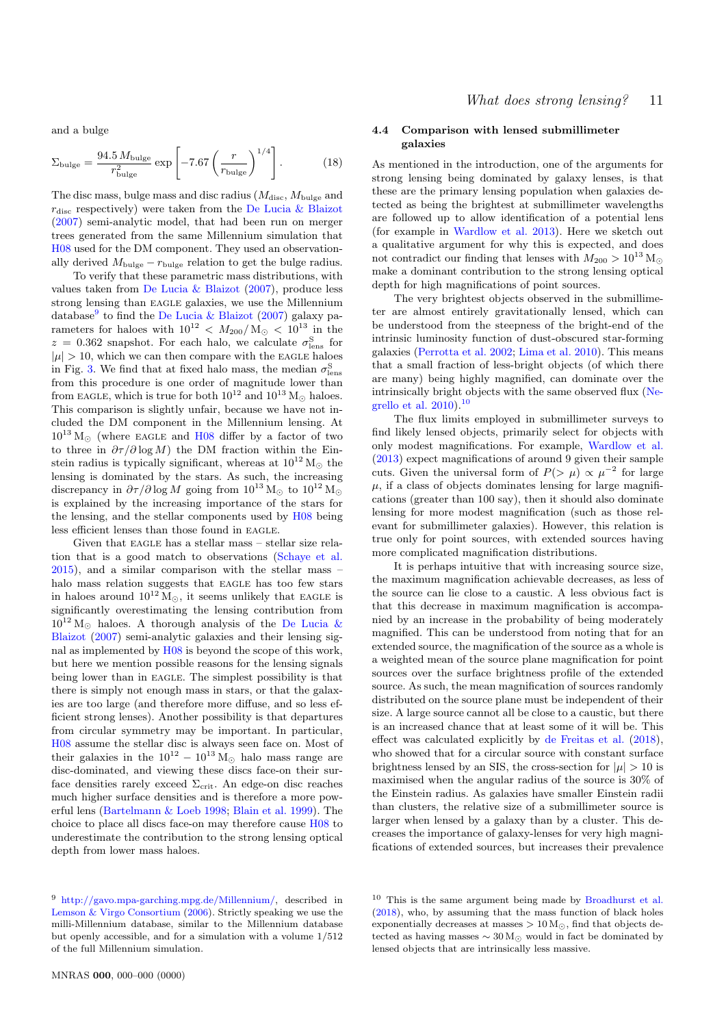and a bulge

$$\Sigma_{\rm bulge} = \frac{94.5\, M_{\rm bulge}}{r_{\rm bulge}^2} \exp\left[-7.67\left(\frac{r}{r_{\rm bulge}}\right)^{1/4}\right]. \qquad (18)$$

The disc mass, bulge mass and disc radius ($M_{\rm disc}$, $M_{\rm bulge}$ and $r_{\rm disc}$ respectively) were taken from the De Lucia & Blaizot (2007) semi-analytic model, that had been run on merger trees generated from the same Millennium simulation that H08 used for the DM component. They used an observationally derived $M_{\rm bulge} - r_{\rm bulge}$ relation to get the bulge radius.

To verify that these parametric mass distributions, with values taken from De Lucia & Blaizot (2007), produce less strong lensing than EAGLE galaxies, we use the Millennium database[9] to find the De Lucia & Blaizot (2007) galaxy parameters for haloes with $10^{12} < M_{200}/\mathrm{M}_\odot < 10^{13}$ in the $z = 0.362$ snapshot. For each halo, we calculate $\sigma^{\rm S}_{\rm lens}$ for $|\mu| > 10$, which we can then compare with the EAGLE haloes in Fig. 3. We find that at fixed halo mass, the median $\sigma^{\rm S}_{\rm lens}$ from this procedure is one order of magnitude lower than from EAGLE, which is true for both $10^{12}$ and $10^{13}\,\mathrm{M}_\odot$ haloes. This comparison is slightly unfair, because we have not included the DM component in the Millennium lensing. At $10^{13}\,\mathrm{M}_\odot$ (where EAGLE and H08 differ by a factor of two to three in $\partial\tau/\partial \log M$) the DM fraction within the Einstein radius is typically significant, whereas at $10^{12}\,\mathrm{M}_\odot$ the lensing is dominated by the stars. As such, the increasing discrepancy in $\partial\tau/\partial \log M$ going from $10^{13}\,\mathrm{M}_\odot$ to $10^{12}\,\mathrm{M}_\odot$ is explained by the increasing importance of the stars for the lensing, and the stellar components used by H08 being less efficient lenses than those found in EAGLE.

Given that EAGLE has a stellar mass – stellar size relation that is a good match to observations (Schaye et al. 2015), and a similar comparison with the stellar mass – halo mass relation suggests that EAGLE has too few stars in haloes around $10^{12}\,\mathrm{M}_\odot$, it seems unlikely that EAGLE is significantly overestimating the lensing contribution from $10^{12}\,\mathrm{M}_\odot$ haloes. A thorough analysis of the De Lucia & Blaizot (2007) semi-analytic galaxies and their lensing signal as implemented by H08 is beyond the scope of this work, but here we mention possible reasons for the lensing signals being lower than in EAGLE. The simplest possibility is that there is simply not enough mass in stars, or that the galaxies are too large (and therefore more diffuse, and so less efficient strong lenses). Another possibility is that departures from circular symmetry may be important. In particular, H08 assume the stellar disc is always seen face on. Most of their galaxies in the $10^{12} - 10^{13}\,\mathrm{M}_\odot$ halo mass range are disc-dominated, and viewing these discs face-on their surface densities rarely exceed $\Sigma_{\rm crit}$. An edge-on disc reaches much higher surface densities and is therefore a more powerful lens (Bartelmann & Loeb 1998; Blain et al. 1999). The choice to place all discs face-on may therefore cause H08 to underestimate the contribution to the strong lensing optical depth from lower mass haloes.

### 4.4 Comparison with lensed submillimeter galaxies

As mentioned in the introduction, one of the arguments for strong lensing being dominated by galaxy lenses, is that these are the primary lensing population when galaxies detected as being the brightest at submillimeter wavelengths are followed up to allow identification of a potential lens (for example in Wardlow et al. 2013). Here we sketch out a qualitative argument for why this is expected, and does not contradict our finding that lenses with $M_{200} > 10^{13}\,\mathrm{M}_\odot$ make a dominant contribution to the strong lensing optical depth for high magnifications of point sources.

The very brightest objects observed in the submillimeter are almost entirely gravitationally lensed, which can be understood from the steepness of the bright-end of the intrinsic luminosity function of dust-obscured star-forming galaxies (Perrotta et al. 2002; Lima et al. 2010). This means that a small fraction of less-bright objects (of which there are many) being highly magnified, can dominate over the intrinsically bright objects with the same observed flux (Negrello et al. 2010).[10]

The flux limits employed in submillimeter surveys to find likely lensed objects, primarily select for objects with only modest magnifications. For example, Wardlow et al. (2013) expect magnifications of around 9 given their sample cuts. Given the universal form of $P(>\mu) \propto \mu^{-2}$ for large $\mu$, if a class of objects dominates lensing for large magnifications (greater than 100 say), then it should also dominate lensing for more modest magnification (such as those relevant for submillimeter galaxies). However, this relation is true only for point sources, with extended sources having more complicated magnification distributions.

It is perhaps intuitive that with increasing source size, the maximum magnification achievable decreases, as less of the source can lie close to a caustic. A less obvious fact is that this decrease in maximum magnification is accompanied by an increase in the probability of being moderately magnified. This can be understood from noting that for an extended source, the magnification of the source as a whole is a weighted mean of the source plane magnification for point sources over the surface brightness profile of the extended source. As such, the mean magnification of sources randomly distributed on the source plane must be independent of their size. A large source cannot all be close to a caustic, but there is an increased chance that at least some of it will be. This effect was calculated explicitly by de Freitas et al. (2018), who showed that for a circular source with constant surface brightness lensed by an SIS, the cross-section for $|\mu| > 10$ is maximised when the angular radius of the source is 30% of the Einstein radius. As galaxies have smaller Einstein radii than clusters, the relative size of a submillimeter source is larger when lensed by a galaxy than by a cluster. This decreases the importance of galaxy-lenses for very high magnifications of extended sources, but increases their prevalence

[9] http://gavo.mpa-garching.mpg.de/Millennium/, described in Lemson & Virgo Consortium (2006). Strictly speaking we use the milli-Millennium database, similar to the Millennium database but openly accessible, and for a simulation with a volume 1/512 of the full Millennium simulation.

[10] This is the same argument being made by Broadhurst et al. (2018), who, by assuming that the mass function of black holes exponentially decreases at masses $> 10\,\mathrm{M}_\odot$, find that objects detected as having masses $\sim 30\,\mathrm{M}_\odot$ would in fact be dominated by lensed objects that are intrinsically less massive.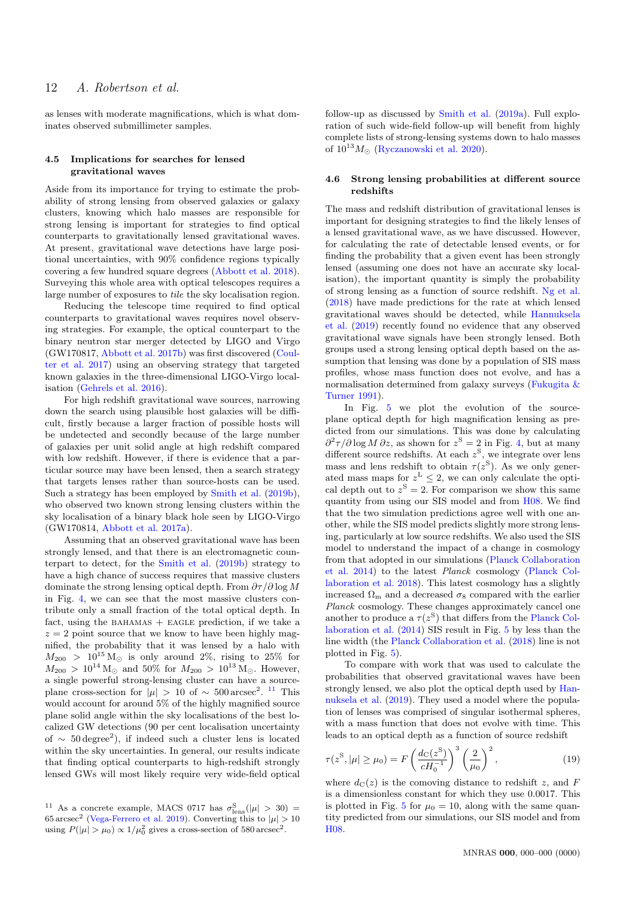as lenses with moderate magnifications, which is what dominates observed submillimeter samples.

### 4.5 Implications for searches for lensed gravitational waves

Aside from its importance for trying to estimate the probability of strong lensing from observed galaxies or galaxy clusters, knowing which halo masses are responsible for strong lensing is important for strategies to find optical counterparts to gravitationally lensed gravitational waves. At present, gravitational wave detections have large positional uncertainties, with 90% confidence regions typically covering a few hundred square degrees (Abbott et al. 2018). Surveying this whole area with optical telescopes requires a large number of exposures to *tile* the sky localisation region.

Reducing the telescope time required to find optical counterparts to gravitational waves requires novel observing strategies. For example, the optical counterpart to the binary neutron star merger detected by LIGO and Virgo (GW170817, Abbott et al. 2017b) was first discovered (Coulter et al. 2017) using an observing strategy that targeted known galaxies in the three-dimensional LIGO-Virgo localisation (Gehrels et al. 2016).

For high redshift gravitational wave sources, narrowing down the search using plausible host galaxies will be difficult, firstly because a larger fraction of possible hosts will be undetected and secondly because of the large number of galaxies per unit solid angle at high redshift compared with low redshift. However, if there is evidence that a particular source may have been lensed, then a search strategy that targets lenses rather than source-hosts can be used. Such a strategy has been employed by Smith et al. (2019b), who observed two known strong lensing clusters within the sky localisation of a binary black hole seen by LIGO-Virgo (GW170814, Abbott et al. 2017a).

Assuming that an observed gravitational wave has been strongly lensed, and that there is an electromagnetic counterpart to detect, for the Smith et al. (2019b) strategy to have a high chance of success requires that massive clusters dominate the strong lensing optical depth. From $\partial \tau / \partial \log M$ in Fig. 4, we can see that the most massive clusters contribute only a small fraction of the total optical depth. In fact, using the BAHAMAS + EAGLE prediction, if we take a $z = 2$ point source that we know to have been highly magnified, the probability that it was lensed by a halo with $M_{200} > 10^{15}\,\mathrm{M}_\odot$ is only around 2%, rising to 25% for $M_{200} > 10^{14}\,\mathrm{M}_\odot$ and 50% for $M_{200} > 10^{13}\,\mathrm{M}_\odot$. However, a single powerful strong-lensing cluster can have a source-plane cross-section for $|\mu| > 10$ of $\sim 500\,\mathrm{arcsec}^2$.[11] This would account for around 5% of the highly magnified source plane solid angle within the sky localisations of the best localized GW detections (90 per cent localisation uncertainty of $\sim 50\,\mathrm{degree}^2$), if indeed such a cluster lens is located within the sky uncertainties. In general, our results indicate that finding optical counterparts to high-redshift strongly lensed GWs will most likely require very wide-field optical follow-up as discussed by Smith et al. (2019a). Full exploration of such wide-field follow-up will benefit from highly complete lists of strong-lensing systems down to halo masses of $10^{13} M_\odot$ (Ryczanowski et al. 2020).

[11] As a concrete example, MACS 0717 has $\sigma^{\mathrm{S}}_{\mathrm{lens}}(|\mu| > 30) = 65\,\mathrm{arcsec}^2$ (Vega-Ferrero et al. 2019). Converting this to $|\mu| > 10$ using $P(|\mu| > \mu_0) \propto 1/\mu_0^2$ gives a cross-section of $580\,\mathrm{arcsec}^2$.

### 4.6 Strong lensing probabilities at different source redshifts

The mass and redshift distribution of gravitational lenses is important for designing strategies to find the likely lenses of a lensed gravitational wave, as we have discussed. However, for calculating the rate of detectable lensed events, or for finding the probability that a given event has been strongly lensed (assuming one does not have an accurate sky localisation), the important quantity is simply the probability of strong lensing as a function of source redshift. Ng et al. (2018) have made predictions for the rate at which lensed gravitational waves should be detected, while Hannuksela et al. (2019) recently found no evidence that any observed gravitational wave signals have been strongly lensed. Both groups used a strong lensing optical depth based on the assumption that lensing was done by a population of SIS mass profiles, whose mass function does not evolve, and has a normalisation determined from galaxy surveys (Fukugita & Turner 1991).

In Fig. 5 we plot the evolution of the source-plane optical depth for high magnification lensing as predicted from our simulations. This was done by calculating $\partial^2 \tau / \partial \log M \, \partial z$, as shown for $z^{\mathrm{S}} = 2$ in Fig. 4, but at many different source redshifts. At each $z^{\mathrm{S}}$, we integrate over lens mass and lens redshift to obtain $\tau(z^{\mathrm{S}})$. As we only generated mass maps for $z^{\mathrm{L}} \leq 2$, we can only calculate the optical depth out to $z^{\mathrm{S}} = 2$. For comparison we show this same quantity from using our SIS model and from H08. We find that the two simulation predictions agree well with one another, while the SIS model predicts slightly more strong lensing, particularly at low source redshifts. We also used the SIS model to understand the impact of a change in cosmology from that adopted in our simulations (Planck Collaboration et al. 2014) to the latest *Planck* cosmology (Planck Collaboration et al. 2018). This latest cosmology has a slightly increased $\Omega_{\mathrm{m}}$ and a decreased $\sigma_8$ compared with the earlier *Planck* cosmology. These changes approximately cancel one another to produce a $\tau(z^{\mathrm{S}})$ that differs from the Planck Collaboration et al. (2014) SIS result in Fig. 5 by less than the line width (the Planck Collaboration et al. (2018) line is not plotted in Fig. 5).

To compare with work that was used to calculate the probabilities that observed gravitational waves have been strongly lensed, we also plot the optical depth used by Hannuksela et al. (2019). They used a model where the population of lenses was comprised of singular isothermal spheres, with a mass function that does not evolve with time. This leads to an optical depth as a function of source redshift

$$\tau(z^{\mathrm{S}}, |\mu| \geq \mu_0) = F \left( \frac{d_{\mathrm{C}}(z^{\mathrm{S}})}{c H_0^{-1}} \right)^3 \left( \frac{2}{\mu_0} \right)^2, \tag{19}$$

where $d_{\mathrm{C}}(z)$ is the comoving distance to redshift $z$, and $F$ is a dimensionless constant for which they use 0.0017. This is plotted in Fig. 5 for $\mu_0 = 10$, along with the same quantity predicted from our simulations, our SIS model and from H08.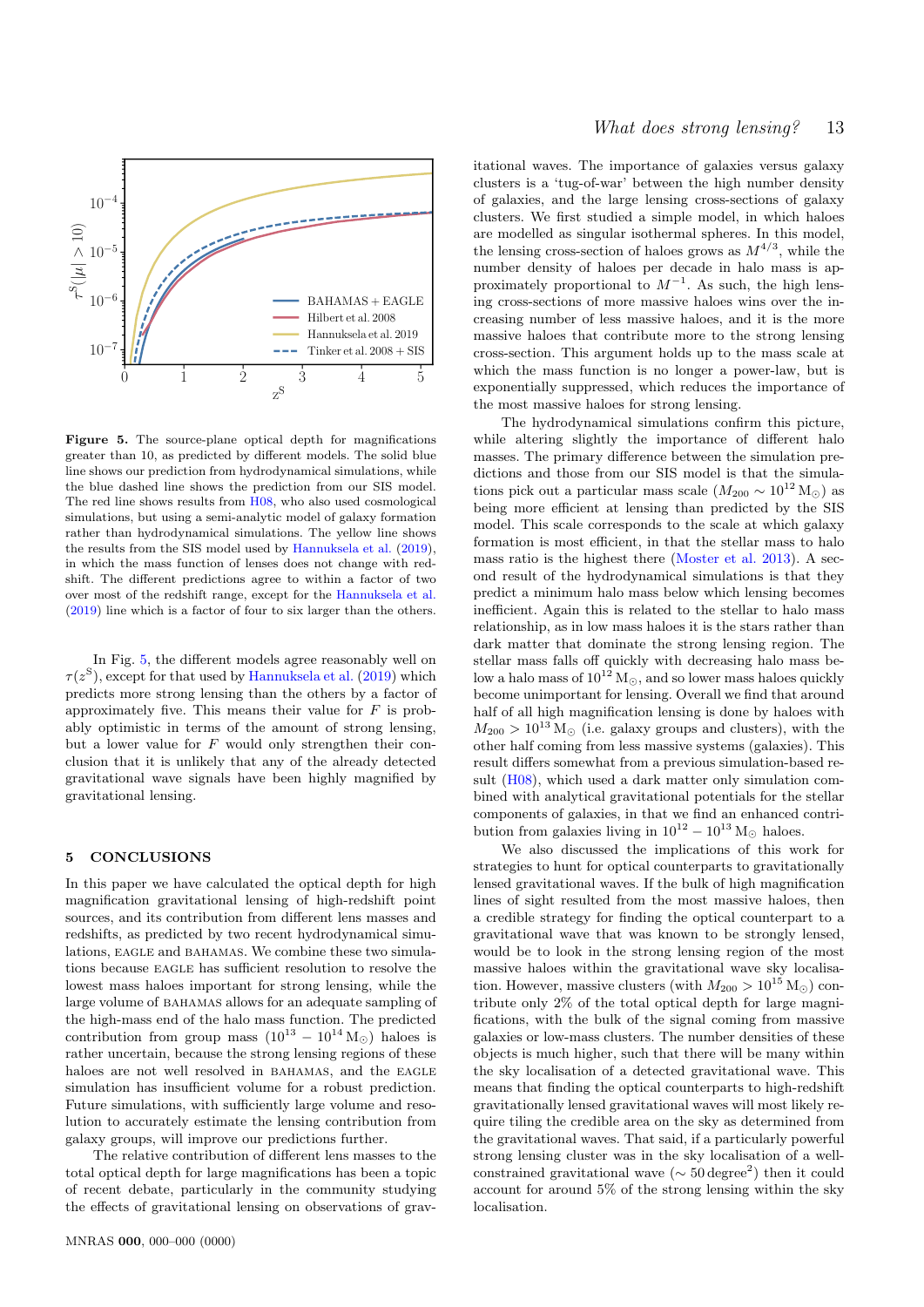$10^{-4}$

$10^{-5}$

$10^{-6}$

$10^{-7}$

$\tau^S(|\mu| > 10)$

0 1 2 3 4 5

$z^S$

BAHAMAS + EAGLE

Hilbert et al. 2008

Hannuksela et al. 2019

Tinker et al. 2008 + SIS

**Figure 5.** The source-plane optical depth for magnifications greater than 10, as predicted by different models. The solid blue line shows our prediction from hydrodynamical simulations, while the blue dashed line shows the prediction from our SIS model. The red line shows results from H08, who also used cosmological simulations, but using a semi-analytic model of galaxy formation rather than hydrodynamical simulations. The yellow line shows the results from the SIS model used by Hannuksela et al. (2019), in which the mass function of lenses does not change with redshift. The different predictions agree to within a factor of two over most of the redshift range, except for the Hannuksela et al. (2019) line which is a factor of four to six larger than the others.

In Fig. 5, the different models agree reasonably well on $\tau(z^S)$, except for that used by Hannuksela et al. (2019) which predicts more strong lensing than the others by a factor of approximately five. This means their value for $F$ is probably optimistic in terms of the amount of strong lensing, but a lower value for $F$ would only strengthen their conclusion that it is unlikely that any of the already detected gravitational wave signals have been highly magnified by gravitational lensing.

## 5 CONCLUSIONS

In this paper we have calculated the optical depth for high magnification gravitational lensing of high-redshift point sources, and its contribution from different lens masses and redshifts, as predicted by two recent hydrodynamical simulations, EAGLE and BAHAMAS. We combine these two simulations because EAGLE has sufficient resolution to resolve the lowest mass haloes important for strong lensing, while the large volume of BAHAMAS allows for an adequate sampling of the high-mass end of the halo mass function. The predicted contribution from group mass ($10^{13} - 10^{14}\,\mathrm{M}_\odot$) haloes is rather uncertain, because the strong lensing regions of these haloes are not well resolved in BAHAMAS, and the EAGLE simulation has insufficient volume for a robust prediction. Future simulations, with sufficiently large volume and resolution to accurately estimate the lensing contribution from galaxy groups, will improve our predictions further.

The relative contribution of different lens masses to the total optical depth for large magnifications has been a topic of recent debate, particularly in the community studying the effects of gravitational lensing on observations of gravitational waves. The importance of galaxies versus galaxy clusters is a 'tug-of-war' between the high number density of galaxies, and the large lensing cross-sections of galaxy clusters. We first studied a simple model, in which haloes are modelled as singular isothermal spheres. In this model, the lensing cross-section of haloes grows as $M^{4/3}$, while the number density of haloes per decade in halo mass is approximately proportional to $M^{-1}$. As such, the high lensing cross-sections of more massive haloes wins over the increasing number of less massive haloes, and it is the more massive haloes that contribute more to the strong lensing cross-section. This argument holds up to the mass scale at which the mass function is no longer a power-law, but is exponentially suppressed, which reduces the importance of the most massive haloes for strong lensing.

The hydrodynamical simulations confirm this picture, while altering slightly the importance of different halo masses. The primary difference between the simulation predictions and those from our SIS model is that the simulations pick out a particular mass scale ($M_{200} \sim 10^{12}\,\mathrm{M}_\odot$) as being more efficient at lensing than predicted by the SIS model. This scale corresponds to the scale at which galaxy formation is most efficient, in that the stellar mass to halo mass ratio is the highest there (Moster et al. 2013). A second result of the hydrodynamical simulations is that they predict a minimum halo mass below which lensing becomes inefficient. Again this is related to the stellar to halo mass relationship, as in low mass haloes it is the stars rather than dark matter that dominate the strong lensing region. The stellar mass falls off quickly with decreasing halo mass below a halo mass of $10^{12}\,\mathrm{M}_\odot$, and so lower mass haloes quickly become unimportant for lensing. Overall we find that around half of all high magnification lensing is done by haloes with $M_{200} > 10^{13}\,\mathrm{M}_\odot$ (i.e. galaxy groups and clusters), with the other half coming from less massive systems (galaxies). This result differs somewhat from a previous simulation-based result (H08), which used a dark matter only simulation combined with analytical gravitational potentials for the stellar components of galaxies, in that we find an enhanced contribution from galaxies living in $10^{12} - 10^{13}\,\mathrm{M}_\odot$ haloes.

We also discussed the implications of this work for strategies to hunt for optical counterparts to gravitationally lensed gravitational waves. If the bulk of high magnification lines of sight resulted from the most massive haloes, then a credible strategy for finding the optical counterpart to a gravitational wave that was known to be strongly lensed, would be to look in the strong lensing region of the most massive haloes within the gravitational wave sky localisation. However, massive clusters (with $M_{200} > 10^{15}\,\mathrm{M}_\odot$) contribute only 2% of the total optical depth for large magnifications, with the bulk of the signal coming from massive galaxies or low-mass clusters. The number densities of these objects is much higher, such that there will be many within the sky localisation of a detected gravitational wave. This means that finding the optical counterparts to high-redshift gravitationally lensed gravitational waves will most likely require tiling the credible area on the sky as determined from the gravitational waves. That said, if a particularly powerful strong lensing cluster was in the sky localisation of a well-constrained gravitational wave ($\sim 50\,\mathrm{degree}^2$) then it could account for around 5% of the strong lensing within the sky localisation.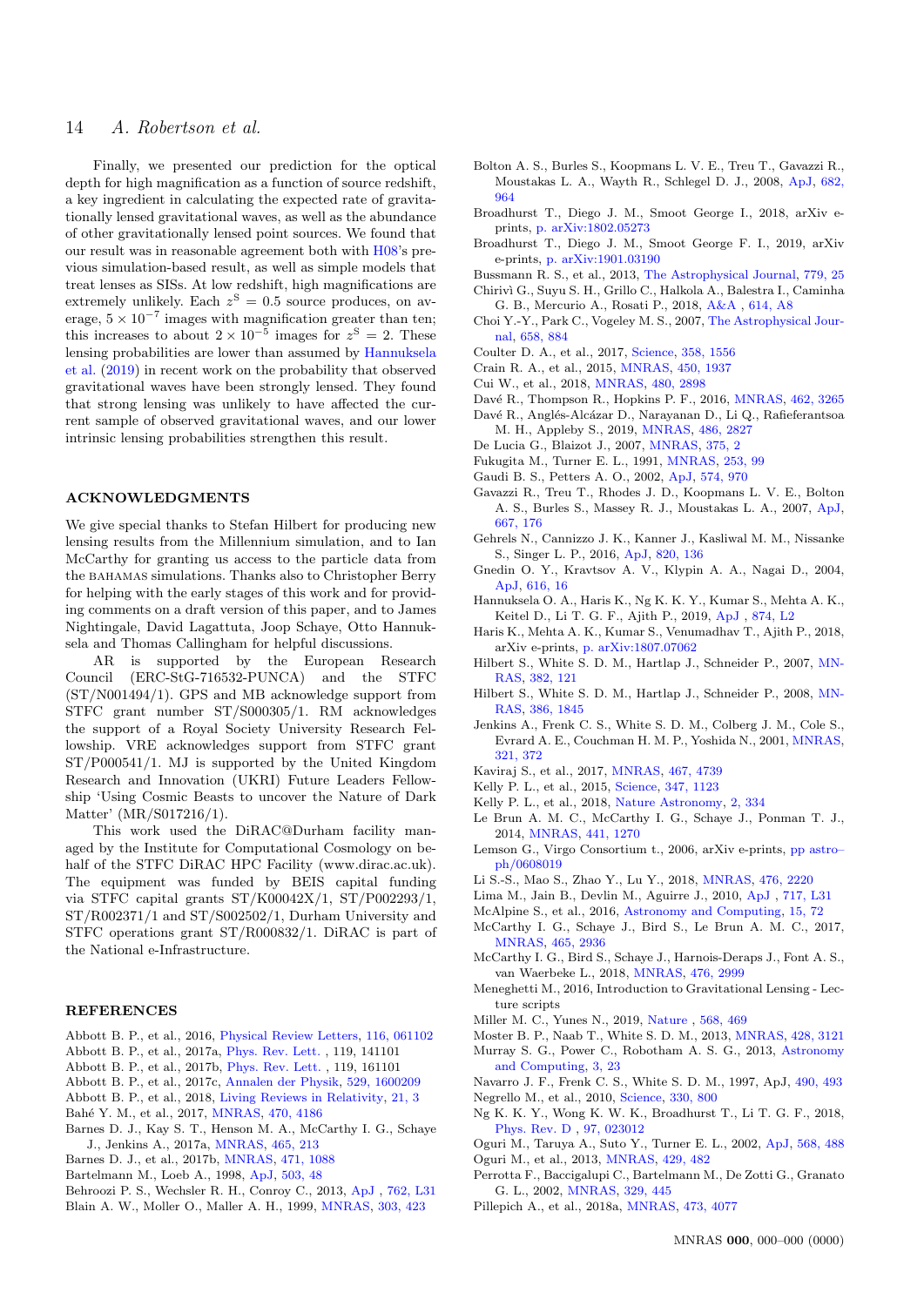Finally, we presented our prediction for the optical depth for high magnification as a function of source redshift, a key ingredient in calculating the expected rate of gravitationally lensed gravitational waves, as well as the abundance of other gravitationally lensed point sources. We found that our result was in reasonable agreement both with H08's previous simulation-based result, as well as simple models that treat lenses as SISs. At low redshift, high magnifications are extremely unlikely. Each $z^{\mathrm{S}} = 0.5$ source produces, on average, $5 \times 10^{-7}$ images with magnification greater than ten; this increases to about $2 \times 10^{-5}$ images for $z^{\mathrm{S}} = 2$. These lensing probabilities are lower than assumed by Hannuksela et al. (2019) in recent work on the probability that observed gravitational waves have been strongly lensed. They found that strong lensing was unlikely to have affected the current sample of observed gravitational waves, and our lower intrinsic lensing probabilities strengthen this result.

## ACKNOWLEDGMENTS

We give special thanks to Stefan Hilbert for producing new lensing results from the Millennium simulation, and to Ian McCarthy for granting us access to the particle data from the BAHAMAS simulations. Thanks also to Christopher Berry for helping with the early stages of this work and for providing comments on a draft version of this paper, and to James Nightingale, David Lagattuta, Joop Schaye, Otto Hannuksela and Thomas Callingham for helpful discussions.

AR is supported by the European Research Council (ERC-StG-716532-PUNCA) and the STFC (ST/N001494/1). GPS and MB acknowledge support from STFC grant number ST/S000305/1. RM acknowledges the support of a Royal Society University Research Fellowship. VRE acknowledges support from STFC grant ST/P000541/1. MJ is supported by the United Kingdom Research and Innovation (UKRI) Future Leaders Fellowship 'Using Cosmic Beasts to uncover the Nature of Dark Matter' (MR/S017216/1).

This work used the DiRAC@Durham facility managed by the Institute for Computational Cosmology on behalf of the STFC DiRAC HPC Facility (www.dirac.ac.uk). The equipment was funded by BEIS capital funding via STFC capital grants ST/K00042X/1, ST/P002293/1, ST/R002371/1 and ST/S002502/1, Durham University and STFC operations grant ST/R000832/1. DiRAC is part of the National e-Infrastructure.

## REFERENCES

Abbott B. P., et al., 2016, Physical Review Letters, 116, 061102
Abbott B. P., et al., 2017a, Phys. Rev. Lett. , 119, 141101
Abbott B. P., et al., 2017b, Phys. Rev. Lett. , 119, 161101
Abbott B. P., et al., 2017c, Annalen der Physik, 529, 1600209
Abbott B. P., et al., 2018, Living Reviews in Relativity, 21, 3
Bahé Y. M., et al., 2017, MNRAS, 470, 4186
Barnes D. J., Kay S. T., Henson M. A., McCarthy I. G., Schaye J., Jenkins A., 2017a, MNRAS, 465, 213
Barnes D. J., et al., 2017b, MNRAS, 471, 1088
Bartelmann M., Loeb A., 1998, ApJ, 503, 48
Behroozi P. S., Wechsler R. H., Conroy C., 2013, ApJ , 762, L31
Blain A. W., Moller O., Maller A. H., 1999, MNRAS, 303, 423
Bolton A. S., Burles S., Koopmans L. V. E., Treu T., Gavazzi R., Moustakas L. A., Wayth R., Schlegel D. J., 2008, ApJ, 682, 964
Broadhurst T., Diego J. M., Smoot George I., 2018, arXiv e-prints, p. arXiv:1802.05273
Broadhurst T., Diego J. M., Smoot George F. I., 2019, arXiv e-prints, p. arXiv:1901.03190
Bussmann R. S., et al., 2013, The Astrophysical Journal, 779, 25
Chirivì G., Suyu S. H., Grillo C., Halkola A., Balestra I., Caminha G. B., Mercurio A., Rosati P., 2018, A&A , 614, A8
Choi Y.-Y., Park C., Vogeley M. S., 2007, The Astrophysical Journal, 658, 884
Coulter D. A., et al., 2017, Science, 358, 1556
Crain R. A., et al., 2015, MNRAS, 450, 1937
Cui W., et al., 2018, MNRAS, 480, 2898
Davé R., Thompson R., Hopkins P. F., 2016, MNRAS, 462, 3265
Davé R., Anglés-Alcázar D., Narayanan D., Li Q., Rafieferantsoa M. H., Appleby S., 2019, MNRAS, 486, 2827
De Lucia G., Blaizot J., 2007, MNRAS, 375, 2
Fukugita M., Turner E. L., 1991, MNRAS, 253, 99
Gaudi B. S., Petters A. O., 2002, ApJ, 574, 970
Gavazzi R., Treu T., Rhodes J. D., Koopmans L. V. E., Bolton A. S., Burles S., Massey R. J., Moustakas L. A., 2007, ApJ, 667, 176
Gehrels N., Cannizzo J. K., Kanner J., Kasliwal M. M., Nissanke S., Singer L. P., 2016, ApJ, 820, 136
Gnedin O. Y., Kravtsov A. V., Klypin A. A., Nagai D., 2004, ApJ, 616, 16
Hannuksela O. A., Haris K., Ng K. K. Y., Kumar S., Mehta A. K., Keitel D., Li T. G. F., Ajith P., 2019, ApJ , 874, L2
Haris K., Mehta A. K., Kumar S., Venumadhav T., Ajith P., 2018, arXiv e-prints, p. arXiv:1807.07062
Hilbert S., White S. D. M., Hartlap J., Schneider P., 2007, MNRAS, 382, 121
Hilbert S., White S. D. M., Hartlap J., Schneider P., 2008, MNRAS, 386, 1845
Jenkins A., Frenk C. S., White S. D. M., Colberg J. M., Cole S., Evrard A. E., Couchman H. M. P., Yoshida N., 2001, MNRAS, 321, 372
Kaviraj S., et al., 2017, MNRAS, 467, 4739
Kelly P. L., et al., 2015, Science, 347, 1123
Kelly P. L., et al., 2018, Nature Astronomy, 2, 334
Le Brun A. M. C., McCarthy I. G., Schaye J., Ponman T. J., 2014, MNRAS, 441, 1270
Lemson G., Virgo Consortium t., 2006, arXiv e-prints, pp astro–ph/0608019
Li S.-S., Mao S., Zhao Y., Lu Y., 2018, MNRAS, 476, 2220
Lima M., Jain B., Devlin M., Aguirre J., 2010, ApJ , 717, L31
McAlpine S., et al., 2016, Astronomy and Computing, 15, 72
McCarthy I. G., Schaye J., Bird S., Le Brun A. M. C., 2017, MNRAS, 465, 2936
McCarthy I. G., Bird S., Schaye J., Harnois-Deraps J., Font A. S., van Waerbeke L., 2018, MNRAS, 476, 2999
Meneghetti M., 2016, Introduction to Gravitational Lensing - Lecture scripts
Miller M. C., Yunes N., 2019, Nature , 568, 469
Moster B. P., Naab T., White S. D. M., 2013, MNRAS, 428, 3121
Murray S. G., Power C., Robotham A. S. G., 2013, Astronomy and Computing, 3, 23
Navarro J. F., Frenk C. S., White S. D. M., 1997, ApJ, 490, 493
Negrello M., et al., 2010, Science, 330, 800
Ng K. K. Y., Wong K. W. K., Broadhurst T., Li T. G. F., 2018, Phys. Rev. D , 97, 023012
Oguri M., Taruya A., Suto Y., Turner E. L., 2002, ApJ, 568, 488
Oguri M., et al., 2013, MNRAS, 429, 482
Perrotta F., Baccigalupi C., Bartelmann M., De Zotti G., Granato G. L., 2002, MNRAS, 329, 445
Pillepich A., et al., 2018a, MNRAS, 473, 4077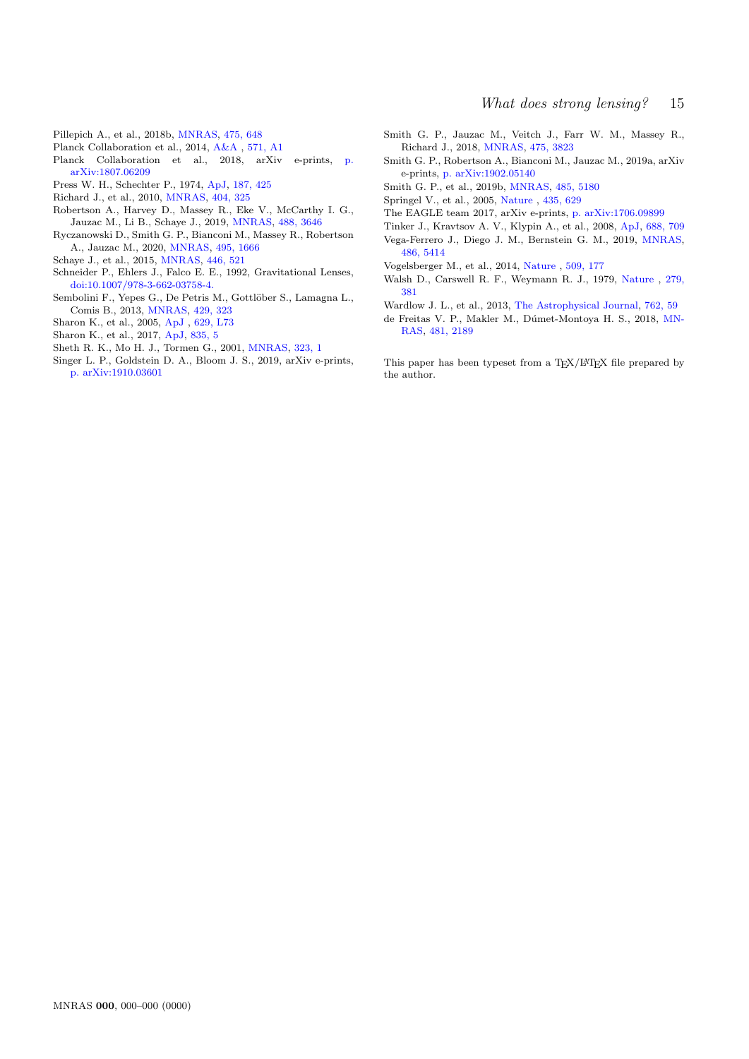Pillepich A., et al., 2018b, MNRAS, 475, 648

Planck Collaboration et al., 2014, A&A , 571, A1

Planck Collaboration et al., 2018, arXiv e-prints, p. arXiv:1807.06209

Press W. H., Schechter P., 1974, ApJ, 187, 425

Richard J., et al., 2010, MNRAS, 404, 325

Robertson A., Harvey D., Massey R., Eke V., McCarthy I. G., Jauzac M., Li B., Schaye J., 2019, MNRAS, 488, 3646

Ryczanowski D., Smith G. P., Bianconi M., Massey R., Robertson A., Jauzac M., 2020, MNRAS, 495, 1666

Schaye J., et al., 2015, MNRAS, 446, 521

Schneider P., Ehlers J., Falco E. E., 1992, Gravitational Lenses, doi:10.1007/978-3-662-03758-4.

Sembolini F., Yepes G., De Petris M., Gottlöber S., Lamagna L., Comis B., 2013, MNRAS, 429, 323

Sharon K., et al., 2005, ApJ , 629, L73

Sharon K., et al., 2017, ApJ, 835, 5

Sheth R. K., Mo H. J., Tormen G., 2001, MNRAS, 323, 1

Singer L. P., Goldstein D. A., Bloom J. S., 2019, arXiv e-prints, p. arXiv:1910.03601

Smith G. P., Jauzac M., Veitch J., Farr W. M., Massey R., Richard J., 2018, MNRAS, 475, 3823

Smith G. P., Robertson A., Bianconi M., Jauzac M., 2019a, arXiv e-prints, p. arXiv:1902.05140

Smith G. P., et al., 2019b, MNRAS, 485, 5180

Springel V., et al., 2005, Nature , 435, 629

The EAGLE team 2017, arXiv e-prints, p. arXiv:1706.09899

Tinker J., Kravtsov A. V., Klypin A., et al., 2008, ApJ, 688, 709

Vega-Ferrero J., Diego J. M., Bernstein G. M., 2019, MNRAS, 486, 5414

Vogelsberger M., et al., 2014, Nature , 509, 177

Walsh D., Carswell R. F., Weymann R. J., 1979, Nature , 279, 381

Wardlow J. L., et al., 2013, The Astrophysical Journal, 762, 59

de Freitas V. P., Makler M., Dúmet-Montoya H. S., 2018, MNRAS, 481, 2189

This paper has been typeset from a TEX/LATEX file prepared by the author.